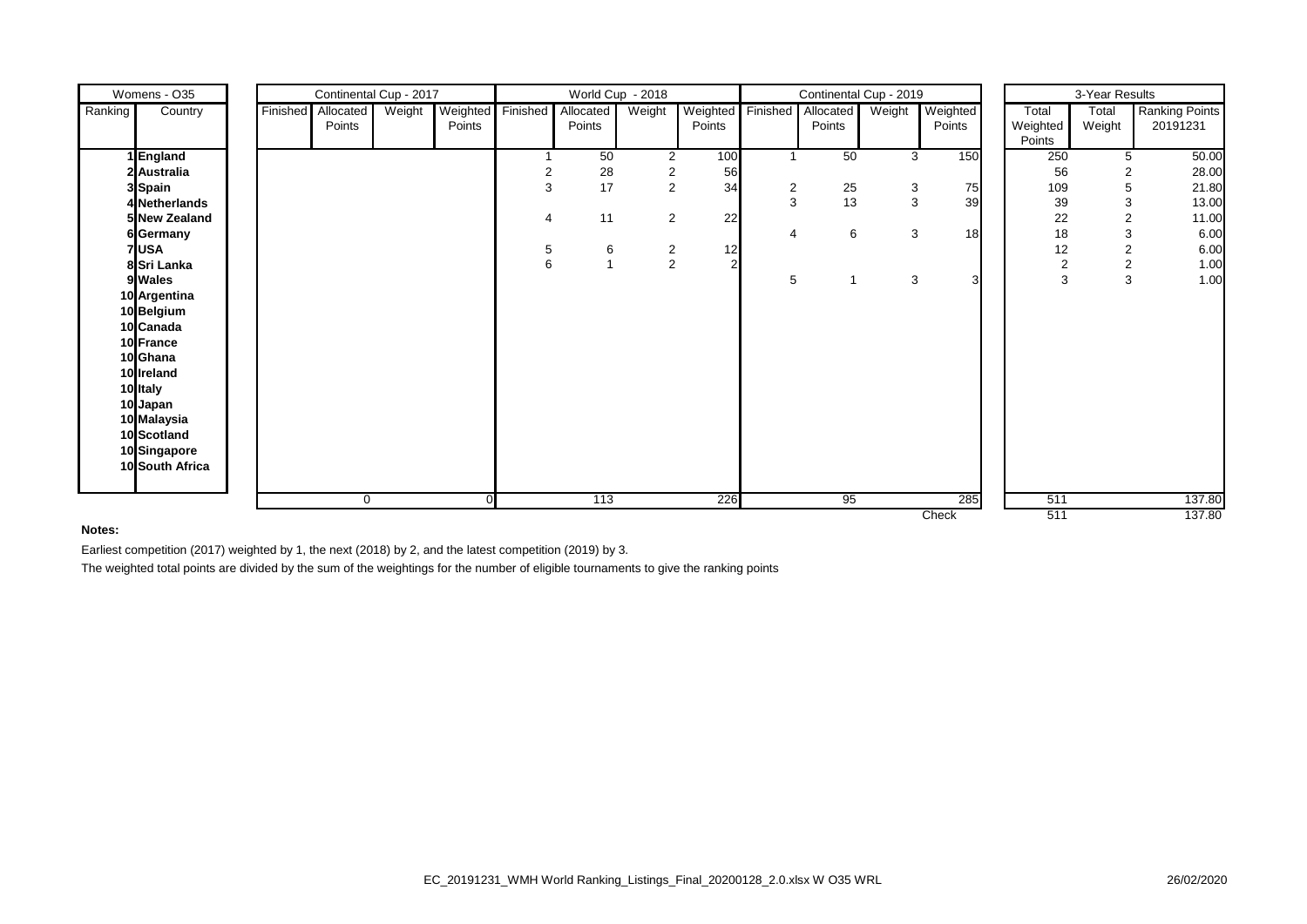| Womens - O35 | | Continental Cup - 2017 | | | | World Cup - 2018 | | | | Continental Cup - 2019 | | | | 3-Year Results | | |
|---|---|---|---|---|---|---|---|---|---|---|---|---|---|---|---|---|
| Ranking | Country | Finished | Allocated Points | Weight | Weighted Points | Finished | Allocated Points | Weight | Weighted Points | Finished | Allocated Points | Weight | Weighted Points | Total Weighted Points | Total Weight | Ranking Points 20191231 |
| 1 | England | | | | | 1 | 50 | 2 | 100 | 1 | 50 | 3 | 150 | 250 | 5 | 50.00 |
| 2 | Australia | | | | | 2 | 28 | 2 | 56 | | | | | 56 | 2 | 28.00 |
| 3 | Spain | | | | | 3 | 17 | 2 | 34 | 2 | 25 | 3 | 75 | 109 | 5 | 21.80 |
| 4 | Netherlands | | | | | | | | | 3 | 13 | 3 | 39 | 39 | 3 | 13.00 |
| 5 | New Zealand | | | | | 4 | 11 | 2 | 22 | | | | | 22 | 2 | 11.00 |
| 6 | Germany | | | | | | | | | 4 | 6 | 3 | 18 | 18 | 3 | 6.00 |
| 7 | USA | | | | | 5 | 6 | 2 | 12 | | | | | 12 | 2 | 6.00 |
| 8 | Sri Lanka | | | | | 6 | 1 | 2 | 2 | | | | | 2 | 2 | 1.00 |
| 9 | Wales | | | | | | | | | 5 | 1 | 3 | 3 | 3 | 3 | 1.00 |
| 10 | Argentina | | | | | | | | | | | | | | | |
| 10 | Belgium | | | | | | | | | | | | | | | |
| 10 | Canada | | | | | | | | | | | | | | | |
| 10 | France | | | | | | | | | | | | | | | |
| 10 | Ghana | | | | | | | | | | | | | | | |
| 10 | Ireland | | | | | | | | | | | | | | | |
| 10 | Italy | | | | | | | | | | | | | | | |
| 10 | Japan | | | | | | | | | | | | | | | |
| 10 | Malaysia | | | | | | | | | | | | | | | |
| 10 | Scotland | | | | | | | | | | | | | | | |
| 10 | Singapore | | | | | | | | | | | | | | | |
| 10 | South Africa | | | | | | | | | | | | | | | |
| | | | 0 | | 0 | | 113 | | 226 | | 95 | | 285 | 511 | | 137.80 |
| | | | | | | | | | | | | | Check | 511 | | 137.80 |

**Notes:**

Earliest competition (2017) weighted by 1, the next (2018) by 2, and the latest competition (2019) by 3.

The weighted total points are divided by the sum of the weightings for the number of eligible tournaments to give the ranking points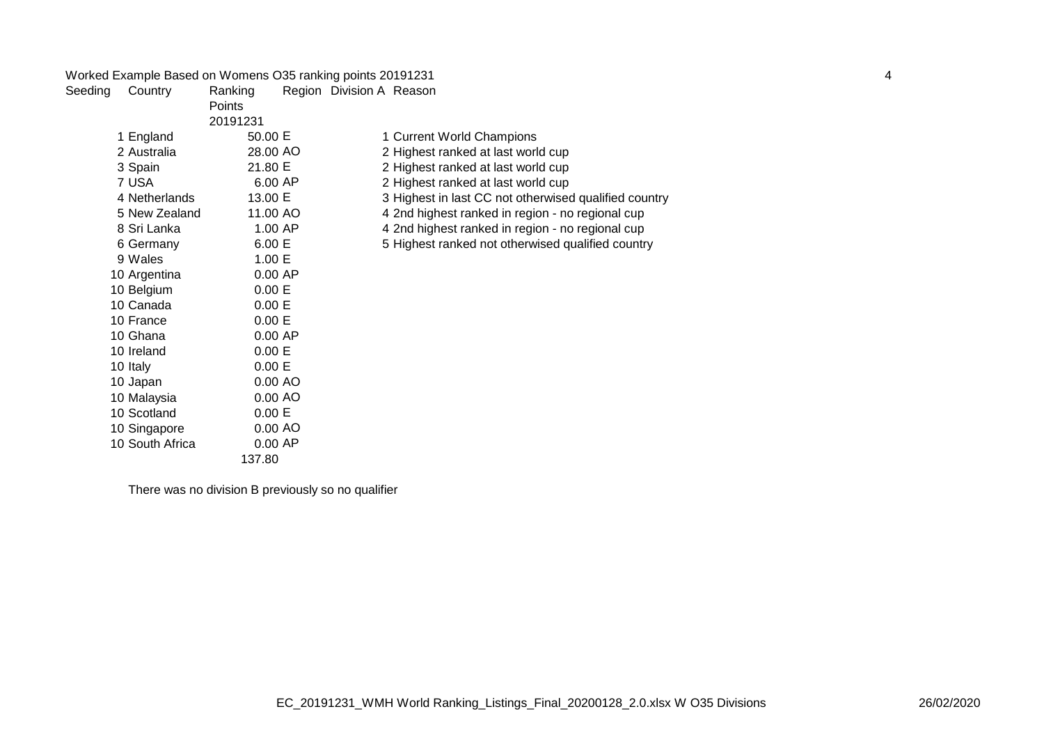Worked Example Based on Womens O35 ranking points 20191231

| Seeding | Country | Ranking Points 20191231 | Region | Division A | Reason |
|---|---|---|---|---|---|
| 1 | England | 50.00 | E | 1 | Current World Champions |
| 2 | Australia | 28.00 | AO | 2 | Highest ranked at last world cup |
| 3 | Spain | 21.80 | E | 2 | Highest ranked at last world cup |
| 7 | USA | 6.00 | AP | 2 | Highest ranked at last world cup |
| 4 | Netherlands | 13.00 | E | 3 | Highest in last CC not otherwise qualified country |
| 5 | New Zealand | 11.00 | AO | 4 | 2nd highest ranked in region - no regional cup |
| 8 | Sri Lanka | 1.00 | AP | 4 | 2nd highest ranked in region - no regional cup |
| 6 | Germany | 6.00 | E | 5 | Highest ranked not otherwise qualified country |
| 9 | Wales | 1.00 | E | | |
| 10 | Argentina | 0.00 | AP | | |
| 10 | Belgium | 0.00 | E | | |
| 10 | Canada | 0.00 | E | | |
| 10 | France | 0.00 | E | | |
| 10 | Ghana | 0.00 | AP | | |
| 10 | Ireland | 0.00 | E | | |
| 10 | Italy | 0.00 | E | | |
| 10 | Japan | 0.00 | AO | | |
| 10 | Malaysia | 0.00 | AO | | |
| 10 | Scotland | 0.00 | E | | |
| 10 | Singapore | 0.00 | AO | | |
| 10 | South Africa | 0.00 | AP | | |
| | | 137.80 | | | |

There was no division B previously so no qualifier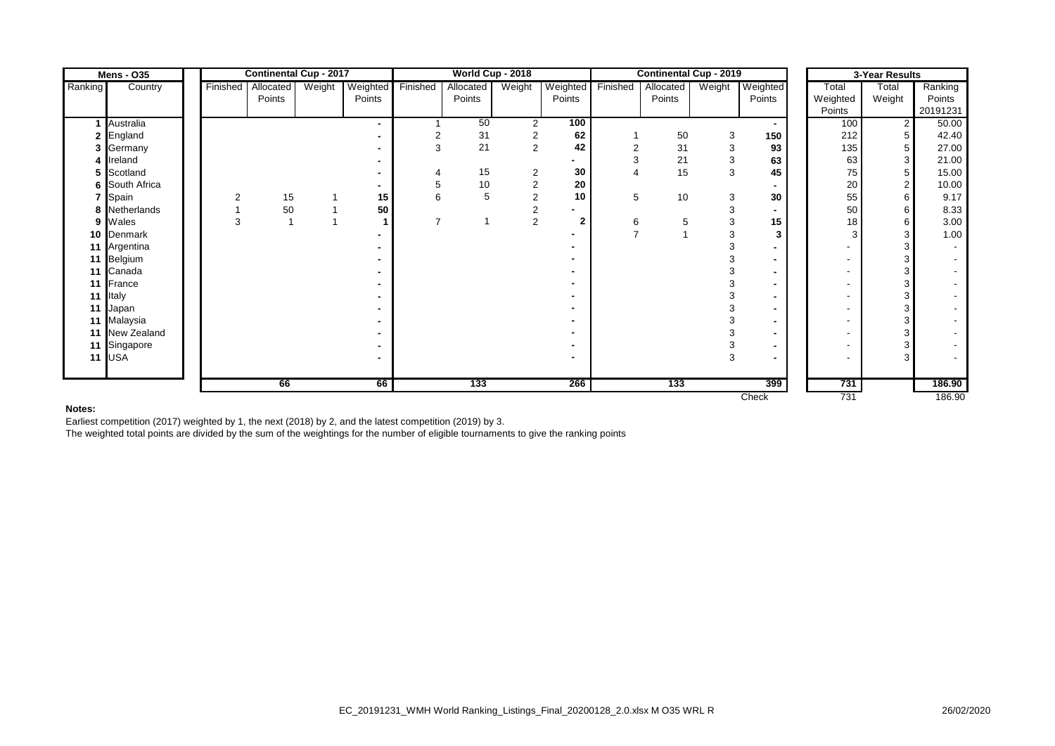| Mens - O35 | | Continental Cup - 2017 | | | | World Cup - 2018 | | | | Continental Cup - 2019 | | | | 3-Year Results | | |
|---|---|---|---|---|---|---|---|---|---|---|---|---|---|---|---|---|
| Ranking | Country | Finished | Allocated Points | Weight | Weighted Points | Finished | Allocated Points | Weight | Weighted Points | Finished | Allocated Points | Weight | Weighted Points | Total Weighted Points | Total Weight | Ranking Points 20191231 |
| 1 | Australia | | | | - | 1 | 50 | 2 | 100 | | | | - | 100 | 2 | 50.00 |
| 2 | England | | | | - | 2 | 31 | 2 | 62 | 1 | 50 | 3 | 150 | 212 | 5 | 42.40 |
| 3 | Germany | | | | - | 3 | 21 | 2 | 42 | 2 | 31 | 3 | 93 | 135 | 5 | 27.00 |
| 4 | Ireland | | | | - | | | | - | 3 | 21 | 3 | 63 | 63 | 3 | 21.00 |
| 5 | Scotland | | | | - | 4 | 15 | 2 | 30 | 4 | 15 | 3 | 45 | 75 | 5 | 15.00 |
| 6 | South Africa | | | | - | 5 | 10 | 2 | 20 | | | | - | 20 | 2 | 10.00 |
| 7 | Spain | 2 | 15 | 1 | 15 | 6 | 5 | 2 | 10 | 5 | 10 | 3 | 30 | 55 | 6 | 9.17 |
| 8 | Netherlands | 1 | 50 | 1 | 50 | | | 2 | - | | | 3 | - | 50 | 6 | 8.33 |
| 9 | Wales | 3 | 1 | 1 | 1 | 7 | 1 | 2 | 2 | 6 | 5 | 3 | 15 | 18 | 6 | 3.00 |
| 10 | Denmark | | | | - | | | | - | 7 | 1 | 3 | 3 | 3 | 3 | 1.00 |
| 11 | Argentina | | | | - | | | | - | | | 3 | - | - | 3 | - |
| 11 | Belgium | | | | - | | | | - | | | 3 | - | - | 3 | - |
| 11 | Canada | | | | - | | | | - | | | 3 | - | - | 3 | - |
| 11 | France | | | | - | | | | - | | | 3 | - | - | 3 | - |
| 11 | Italy | | | | - | | | | - | | | 3 | - | - | 3 | - |
| 11 | Japan | | | | - | | | | - | | | 3 | - | - | 3 | - |
| 11 | Malaysia | | | | - | | | | - | | | 3 | - | - | 3 | - |
| 11 | New Zealand | | | | - | | | | - | | | 3 | - | - | 3 | - |
| 11 | Singapore | | | | - | | | | - | | | 3 | - | - | 3 | - |
| 11 | USA | | | | - | | | | - | | | 3 | - | - | 3 | - |
| | | | 66 | | 66 | | 133 | | 266 | | 133 | | 399 | 731 | | 186.90 |
| | | | | | | | | | | | | | Check | 731 | | 186.90 |

**Notes:**

Earliest competition (2017) weighted by 1, the next (2018) by 2, and the latest competition (2019) by 3.

The weighted total points are divided by the sum of the weightings for the number of eligible tournaments to give the ranking points

EC_20191231_WMH World Ranking_Listings_Final_20200128_2.0.xlsx M O35 WRL R 26/02/2020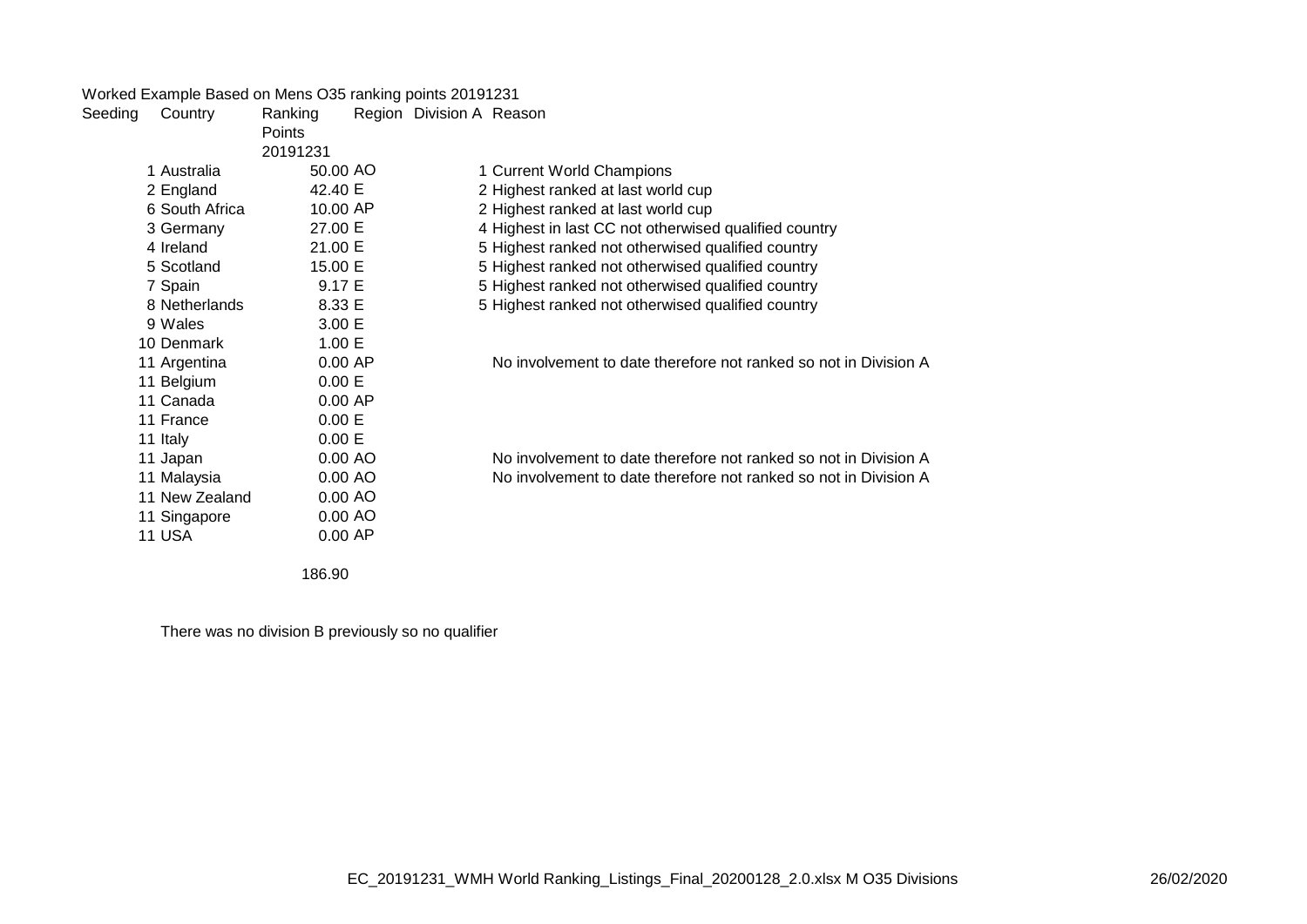Worked Example Based on Mens O35 ranking points 20191231

| Seeding | Country | Ranking Points 20191231 | Region | Division A | Reason |
|---|---|---|---|---|---|
| 1 | Australia | 50.00 | AO | 1 | Current World Champions |
| 2 | England | 42.40 | E | 2 | Highest ranked at last world cup |
| 6 | South Africa | 10.00 | AP | 2 | Highest ranked at last world cup |
| 3 | Germany | 27.00 | E | 4 | Highest in last CC not otherwised qualified country |
| 4 | Ireland | 21.00 | E | 5 | Highest ranked not otherwised qualified country |
| 5 | Scotland | 15.00 | E | 5 | Highest ranked not otherwised qualified country |
| 7 | Spain | 9.17 | E | 5 | Highest ranked not otherwised qualified country |
| 8 | Netherlands | 8.33 | E | 5 | Highest ranked not otherwised qualified country |
| 9 | Wales | 3.00 | E | | |
| 10 | Denmark | 1.00 | E | | |
| 11 | Argentina | 0.00 | AP | | No involvement to date therefore not ranked so not in Division A |
| 11 | Belgium | 0.00 | E | | |
| 11 | Canada | 0.00 | AP | | |
| 11 | France | 0.00 | E | | |
| 11 | Italy | 0.00 | E | | |
| 11 | Japan | 0.00 | AO | | No involvement to date therefore not ranked so not in Division A |
| 11 | Malaysia | 0.00 | AO | | No involvement to date therefore not ranked so not in Division A |
| 11 | New Zealand | 0.00 | AO | | |
| 11 | Singapore | 0.00 | AO | | |
| 11 | USA | 0.00 | AP | | |
| | | 186.90 | | | |

There was no division B previously so no qualifier

EC_20191231_WMH World Ranking_Listings_Final_20200128_2.0.xlsx M O35 Divisions 26/02/2020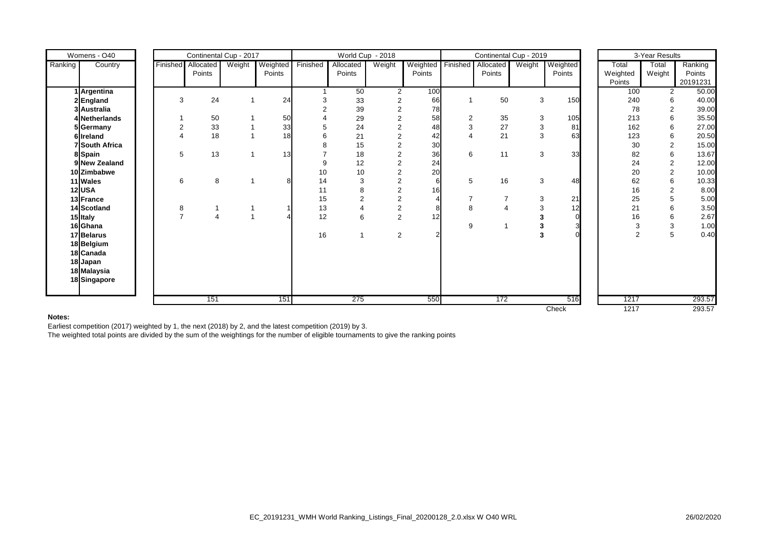| Womens - O40 | | Continental Cup - 2017 | | | | World Cup - 2018 | | | | Continental Cup - 2019 | | | | 3-Year Results | | |
|---|---|---|---|---|---|---|---|---|---|---|---|---|---|---|---|---|
| Ranking | Country | Finished | Allocated Points | Weight | Weighted Points | Finished | Allocated Points | Weight | Weighted Points | Finished | Allocated Points | Weight | Weighted Points | Total Weighted Points | Total Weight | Ranking Points 20191231 |
| 1 | **Argentina** | | | | | 1 | 50 | 2 | 100 | | | | | 100 | 2 | 50.00 |
| 2 | **England** | 3 | 24 | 1 | 24 | 3 | 33 | 2 | 66 | 1 | 50 | 3 | 150 | 240 | 6 | 40.00 |
| 3 | **Australia** | | | | | 2 | 39 | 2 | 78 | | | | | 78 | 2 | 39.00 |
| 4 | **Netherlands** | 1 | 50 | 1 | 50 | 4 | 29 | 2 | 58 | 2 | 35 | 3 | 105 | 213 | 6 | 35.50 |
| 5 | **Germany** | 2 | 33 | 1 | 33 | 5 | 24 | 2 | 48 | 3 | 27 | 3 | 81 | 162 | 6 | 27.00 |
| 6 | **Ireland** | 4 | 18 | 1 | 18 | 6 | 21 | 2 | 42 | 4 | 21 | 3 | 63 | 123 | 6 | 20.50 |
| 7 | **South Africa** | | | | | 8 | 15 | 2 | 30 | | | | | 30 | 2 | 15.00 |
| 8 | **Spain** | 5 | 13 | 1 | 13 | 7 | 18 | 2 | 36 | 6 | 11 | 3 | 33 | 82 | 6 | 13.67 |
| 9 | **New Zealand** | | | | | 9 | 12 | 2 | 24 | | | | | 24 | 2 | 12.00 |
| 10 | **Zimbabwe** | | | | | 10 | 10 | 2 | 20 | | | | | 20 | 2 | 10.00 |
| 11 | **Wales** | 6 | 8 | 1 | 8 | 14 | 3 | 2 | 6 | 5 | 16 | 3 | 48 | 62 | 6 | 10.33 |
| 12 | **USA** | | | | | 11 | 8 | 2 | 16 | | | | | 16 | 2 | 8.00 |
| 13 | **France** | | | | | 15 | 2 | 2 | 4 | 7 | 7 | 3 | 21 | 25 | 5 | 5.00 |
| 14 | **Scotland** | 8 | 1 | 1 | 1 | 13 | 4 | 2 | 8 | 8 | 4 | 3 | 12 | 21 | 6 | 3.50 |
| 15 | **Italy** | 7 | 4 | 1 | 4 | 12 | 6 | 2 | 12 | | | **3** | 0 | 16 | 6 | 2.67 |
| 16 | **Ghana** | | | | | | | | | 9 | 1 | **3** | 3 | 3 | 3 | 1.00 |
| 17 | **Belarus** | | | | | 16 | 1 | 2 | 2 | | | **3** | 0 | 2 | 5 | 0.40 |
| 18 | **Belgium** | | | | | | | | | | | | | | | |
| 18 | **Canada** | | | | | | | | | | | | | | | |
| 18 | **Japan** | | | | | | | | | | | | | | | |
| 18 | **Malaysia** | | | | | | | | | | | | | | | |
| 18 | **Singapore** | | | | | | | | | | | | | | | |
| | | | 151 | | 151 | | 275 | | 550 | | 172 | | 516 | 1217 | | 293.57 |
| | | | | | | | | | | | | | Check | 1217 | | 293.57 |

**Notes:**

Earliest competition (2017) weighted by 1, the next (2018) by 2, and the latest competition (2019) by 3.

The weighted total points are divided by the sum of the weightings for the number of eligible tournaments to give the ranking points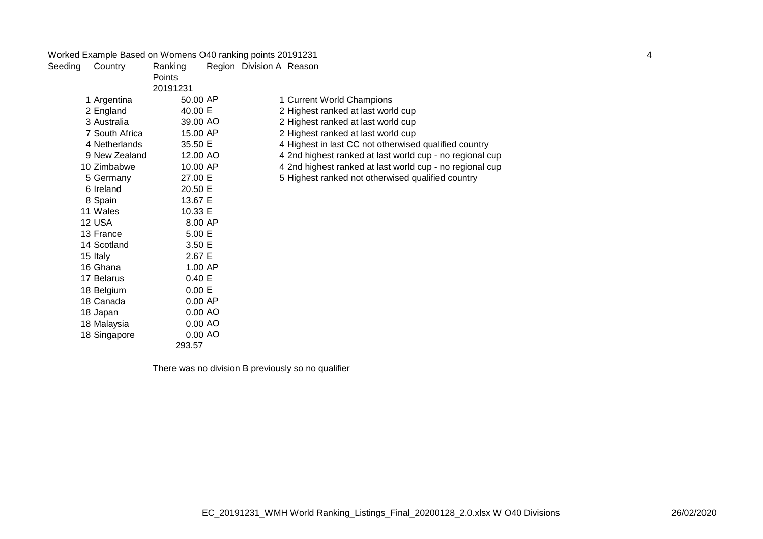Worked Example Based on Womens O40 ranking points 20191231

| Seeding | Country | Ranking Points 20191231 | Region | Division A | Reason |
|---|---|---|---|---|---|
| 1 | Argentina | 50.00 | AP | 1 | Current World Champions |
| 2 | England | 40.00 | E | 2 | Highest ranked at last world cup |
| 3 | Australia | 39.00 | AO | 2 | Highest ranked at last world cup |
| 7 | South Africa | 15.00 | AP | 2 | Highest ranked at last world cup |
| 4 | Netherlands | 35.50 | E | 4 | Highest in last CC not otherwised qualified country |
| 9 | New Zealand | 12.00 | AO | 4 | 2nd highest ranked at last world cup - no regional cup |
| 10 | Zimbabwe | 10.00 | AP | 4 | 2nd highest ranked at last world cup - no regional cup |
| 5 | Germany | 27.00 | E | 5 | Highest ranked not otherwised qualified country |
| 6 | Ireland | 20.50 | E | | |
| 8 | Spain | 13.67 | E | | |
| 11 | Wales | 10.33 | E | | |
| 12 | USA | 8.00 | AP | | |
| 13 | France | 5.00 | E | | |
| 14 | Scotland | 3.50 | E | | |
| 15 | Italy | 2.67 | E | | |
| 16 | Ghana | 1.00 | AP | | |
| 17 | Belarus | 0.40 | E | | |
| 18 | Belgium | 0.00 | E | | |
| 18 | Canada | 0.00 | AP | | |
| 18 | Japan | 0.00 | AO | | |
| 18 | Malaysia | 0.00 | AO | | |
| 18 | Singapore | 0.00 | AO | | |
| | | 293.57 | | | |

There was no division B previously so no qualifier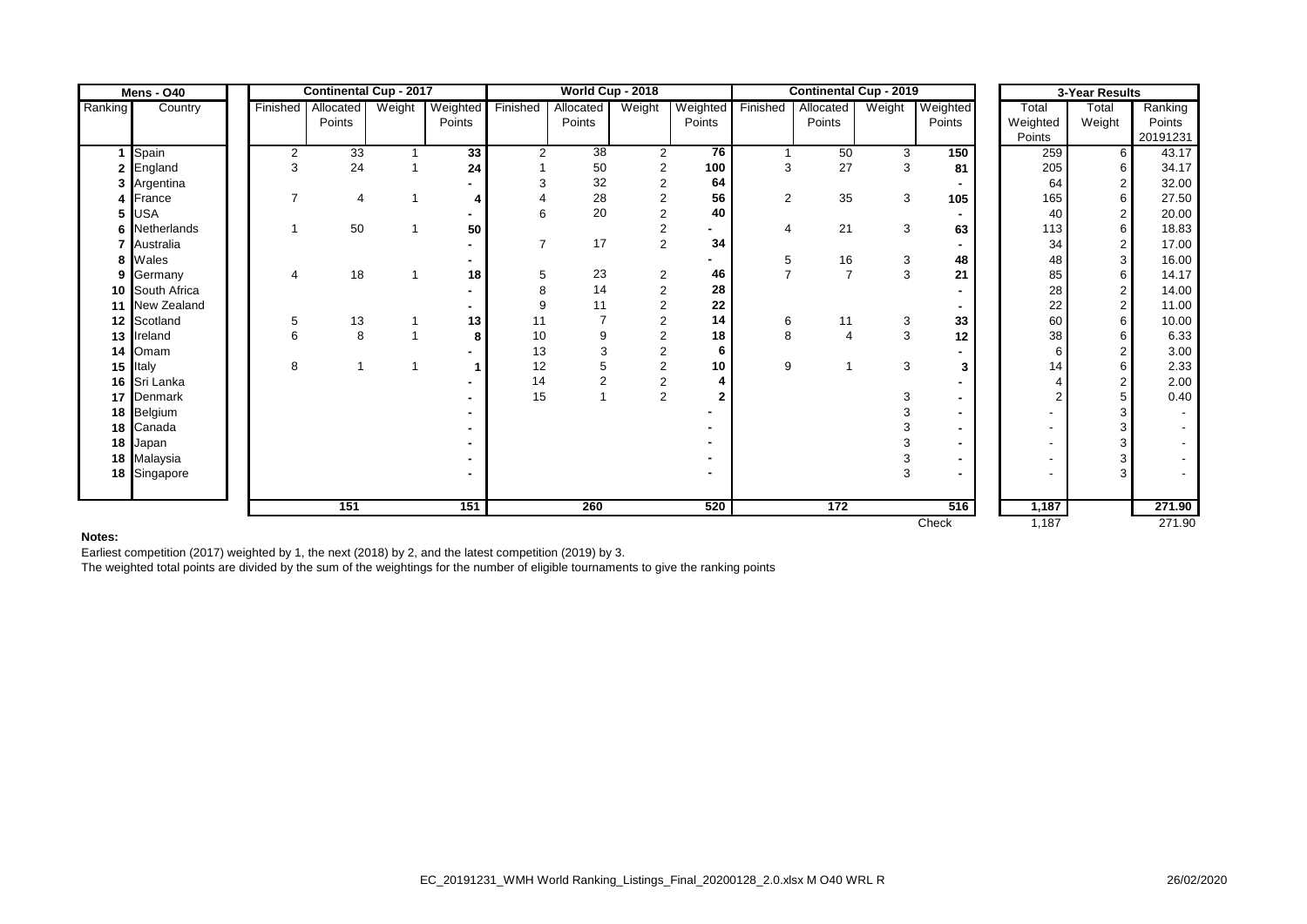| Mens - O40 | | Continental Cup - 2017 | | | | World Cup - 2018 | | | | Continental Cup - 2019 | | | | 3-Year Results | | |
|---|---|---|---|---|---|---|---|---|---|---|---|---|---|---|---|---|
| Ranking | Country | Finished | Allocated Points | Weight | Weighted Points | Finished | Allocated Points | Weight | Weighted Points | Finished | Allocated Points | Weight | Weighted Points | Total Weighted Points | Total Weight | Ranking Points 20191231 |
| 1 | Spain | 2 | 33 | 1 | 33 | 2 | 38 | 2 | 76 | 1 | 50 | 3 | 150 | 259 | 6 | 43.17 |
| 2 | England | 3 | 24 | 1 | 24 | 1 | 50 | 2 | 100 | 3 | 27 | 3 | 81 | 205 | 6 | 34.17 |
| 3 | Argentina | | | | - | 3 | 32 | 2 | 64 | | | | - | 64 | 2 | 32.00 |
| 4 | France | 7 | 4 | 1 | 4 | 4 | 28 | 2 | 56 | 2 | 35 | 3 | 105 | 165 | 6 | 27.50 |
| 5 | USA | | | | - | 6 | 20 | 2 | 40 | | | | - | 40 | 2 | 20.00 |
| 6 | Netherlands | 1 | 50 | 1 | 50 | | | 2 | - | 4 | 21 | 3 | 63 | 113 | 6 | 18.83 |
| 7 | Australia | | | | - | 7 | 17 | 2 | 34 | | | | - | 34 | 2 | 17.00 |
| 8 | Wales | | | | - | | | | - | 5 | 16 | 3 | 48 | 48 | 3 | 16.00 |
| 9 | Germany | 4 | 18 | 1 | 18 | 5 | 23 | 2 | 46 | 7 | 7 | 3 | 21 | 85 | 6 | 14.17 |
| 10 | South Africa | | | | - | 8 | 14 | 2 | 28 | | | | - | 28 | 2 | 14.00 |
| 11 | New Zealand | | | | - | 9 | 11 | 2 | 22 | | | | - | 22 | 2 | 11.00 |
| 12 | Scotland | 5 | 13 | 1 | 13 | 11 | 7 | 2 | 14 | 6 | 11 | 3 | 33 | 60 | 6 | 10.00 |
| 13 | Ireland | 6 | 8 | 1 | 8 | 10 | 9 | 2 | 18 | 8 | 4 | 3 | 12 | 38 | 6 | 6.33 |
| 14 | Omam | | | | - | 13 | 3 | 2 | 6 | | | | - | 6 | 2 | 3.00 |
| 15 | Italy | 8 | 1 | 1 | 1 | 12 | 5 | 2 | 10 | 9 | 1 | 3 | 3 | 14 | 6 | 2.33 |
| 16 | Sri Lanka | | | | - | 14 | 2 | 2 | 4 | | | | - | 4 | 2 | 2.00 |
| 17 | Denmark | | | | - | 15 | 1 | 2 | 2 | | | 3 | - | 2 | 5 | 0.40 |
| 18 | Belgium | | | | - | | | | - | | | 3 | - | - | 3 | - |
| 18 | Canada | | | | - | | | | - | | | 3 | - | - | 3 | - |
| 18 | Japan | | | | - | | | | - | | | 3 | - | - | 3 | - |
| 18 | Malaysia | | | | - | | | | - | | | 3 | - | - | 3 | - |
| 18 | Singapore | | | | - | | | | - | | | 3 | - | - | 3 | - |
| | | | 151 | | 151 | | 260 | | 520 | | 172 | | 516 | 1,187 | | 271.90 |
| | | | | | | | | | | | | | Check | 1,187 | | 271.90 |

**Notes:**

Earliest competition (2017) weighted by 1, the next (2018) by 2, and the latest competition (2019) by 3.

The weighted total points are divided by the sum of the weightings for the number of eligible tournaments to give the ranking points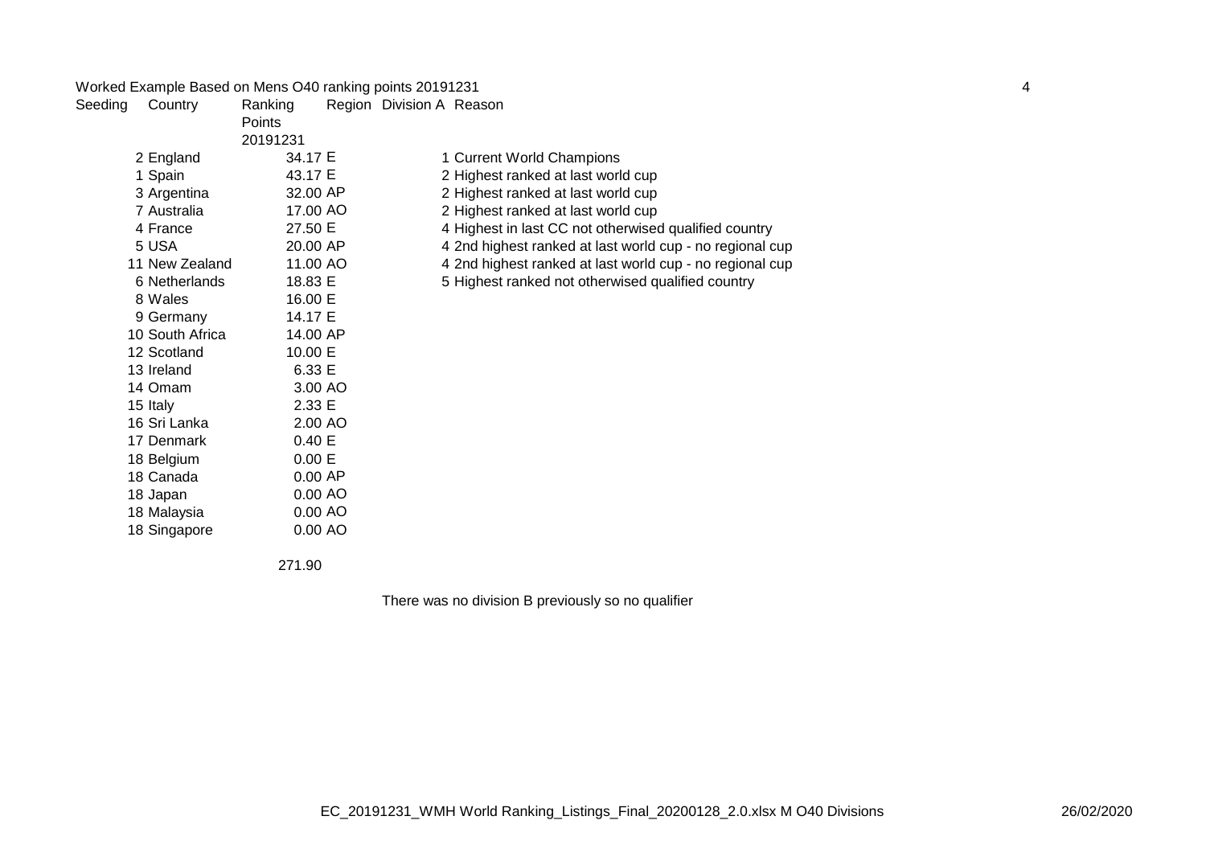Worked Example Based on Mens O40 ranking points 20191231

| Seeding | Country | Ranking Points 20191231 | Region | Division A | Reason |
|---|---|---|---|---|---|
| 2 | England | 34.17 | E | 1 | Current World Champions |
| 1 | Spain | 43.17 | E | 2 | Highest ranked at last world cup |
| 3 | Argentina | 32.00 | AP | 2 | Highest ranked at last world cup |
| 7 | Australia | 17.00 | AO | 2 | Highest ranked at last world cup |
| 4 | France | 27.50 | E | 4 | Highest in last CC not otherwise qualified country |
| 5 | USA | 20.00 | AP | 4 | 2nd highest ranked at last world cup - no regional cup |
| 11 | New Zealand | 11.00 | AO | 4 | 2nd highest ranked at last world cup - no regional cup |
| 6 | Netherlands | 18.83 | E | 5 | Highest ranked not otherwise qualified country |
| 8 | Wales | 16.00 | E | | |
| 9 | Germany | 14.17 | E | | |
| 10 | South Africa | 14.00 | AP | | |
| 12 | Scotland | 10.00 | E | | |
| 13 | Ireland | 6.33 | E | | |
| 14 | Omam | 3.00 | AO | | |
| 15 | Italy | 2.33 | E | | |
| 16 | Sri Lanka | 2.00 | AO | | |
| 17 | Denmark | 0.40 | E | | |
| 18 | Belgium | 0.00 | E | | |
| 18 | Canada | 0.00 | AP | | |
| 18 | Japan | 0.00 | AO | | |
| 18 | Malaysia | 0.00 | AO | | |
| 18 | Singapore | 0.00 | AO | | |
| | | 271.90 | | | |

There was no division B previously so no qualifier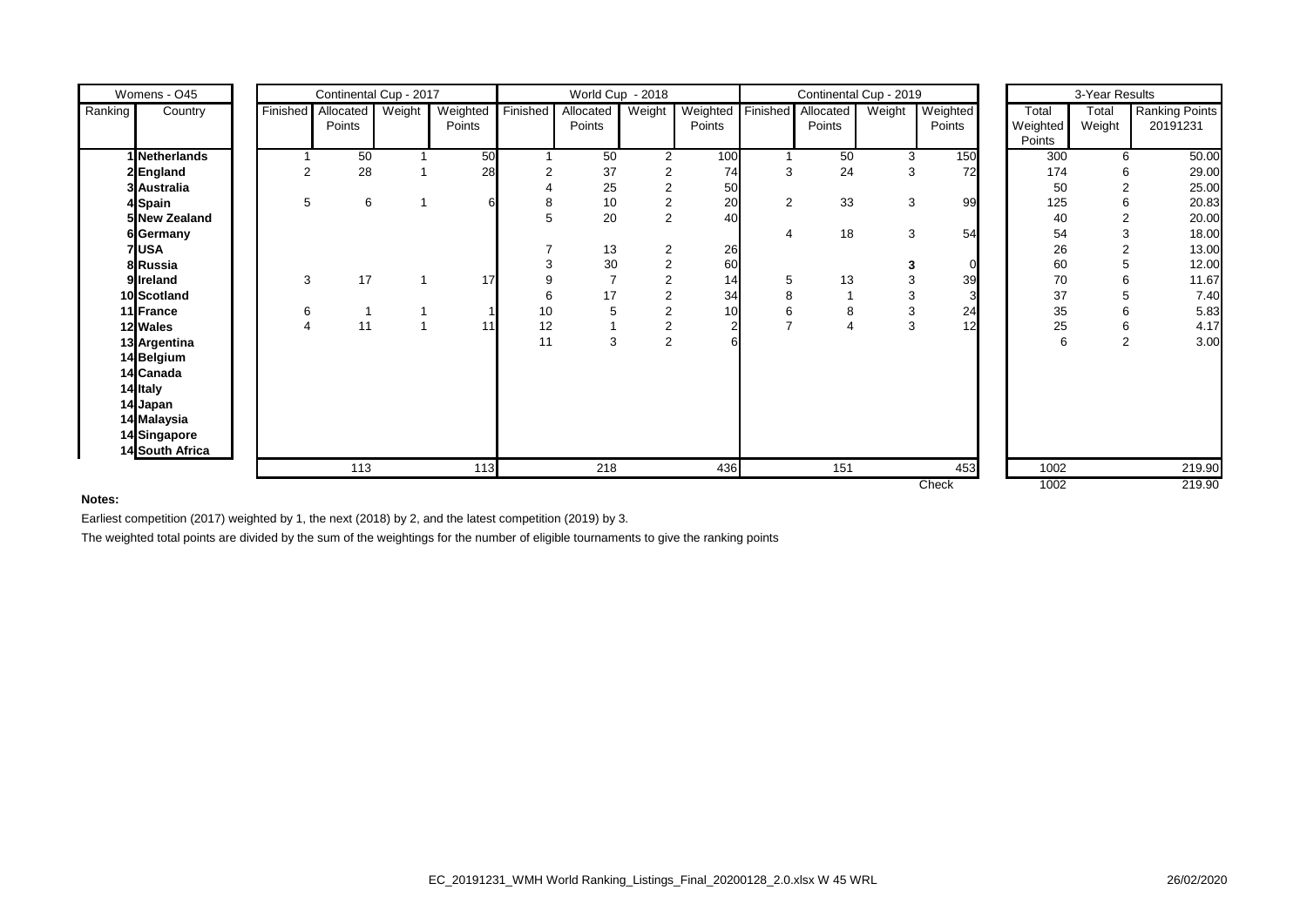| Womens - O45 | | Continental Cup - 2017 | | | | World Cup - 2018 | | | | Continental Cup - 2019 | | | | 3-Year Results | | |
|---|---|---|---|---|---|---|---|---|---|---|---|---|---|---|---|---|
| Ranking | Country | Finished | Allocated Points | Weight | Weighted Points | Finished | Allocated Points | Weight | Weighted Points | Finished | Allocated Points | Weight | Weighted Points | Total Weighted Points | Total Weight | Ranking Points 20191231 |
| 1 | **Netherlands** | 1 | 50 | 1 | 50 | 1 | 50 | 2 | 100 | 1 | 50 | 3 | 150 | 300 | 6 | 50.00 |
| 2 | **England** | 2 | 28 | 1 | 28 | 2 | 37 | 2 | 74 | 3 | 24 | 3 | 72 | 174 | 6 | 29.00 |
| 3 | **Australia** | | | | | 4 | 25 | 2 | 50 | | | | | 50 | 2 | 25.00 |
| 4 | **Spain** | 5 | 6 | 1 | 6 | 8 | 10 | 2 | 20 | 2 | 33 | 3 | 99 | 125 | 6 | 20.83 |
| 5 | **New Zealand** | | | | | 5 | 20 | 2 | 40 | | | | | 40 | 2 | 20.00 |
| 6 | **Germany** | | | | | | | | | 4 | 18 | 3 | 54 | 54 | 3 | 18.00 |
| 7 | **USA** | | | | | 7 | 13 | 2 | 26 | | | | | 26 | 2 | 13.00 |
| 8 | **Russia** | | | | | 3 | 30 | 2 | 60 | | | **3** | 0 | 60 | 5 | 12.00 |
| 9 | **Ireland** | 3 | 17 | 1 | 17 | 9 | 7 | 2 | 14 | 5 | 13 | 3 | 39 | 70 | 6 | 11.67 |
| 10 | **Scotland** | | | | | 6 | 17 | 2 | 34 | 8 | 1 | 3 | 3 | 37 | 5 | 7.40 |
| 11 | **France** | 6 | 1 | 1 | 1 | 10 | 5 | 2 | 10 | 6 | 8 | 3 | 24 | 35 | 6 | 5.83 |
| 12 | **Wales** | 4 | 11 | 1 | 11 | 12 | 1 | 2 | 2 | 7 | 4 | 3 | 12 | 25 | 6 | 4.17 |
| 13 | **Argentina** | | | | | 11 | 3 | 2 | 6 | | | | | 6 | 2 | 3.00 |
| 14 | **Belgium** | | | | | | | | | | | | | | | |
| 14 | **Canada** | | | | | | | | | | | | | | | |
| 14 | **Italy** | | | | | | | | | | | | | | | |
| 14 | **Japan** | | | | | | | | | | | | | | | |
| 14 | **Malaysia** | | | | | | | | | | | | | | | |
| 14 | **Singapore** | | | | | | | | | | | | | | | |
| 14 | **South Africa** | | | | | | | | | | | | | | | |
| | | | 113 | | 113 | | 218 | | 436 | | 151 | | 453 | 1002 | | 219.90 |
| | | | | | | | | | | | | | Check | 1002 | | 219.90 |

**Notes:**

Earliest competition (2017) weighted by 1, the next (2018) by 2, and the latest competition (2019) by 3.

The weighted total points are divided by the sum of the weightings for the number of eligible tournaments to give the ranking points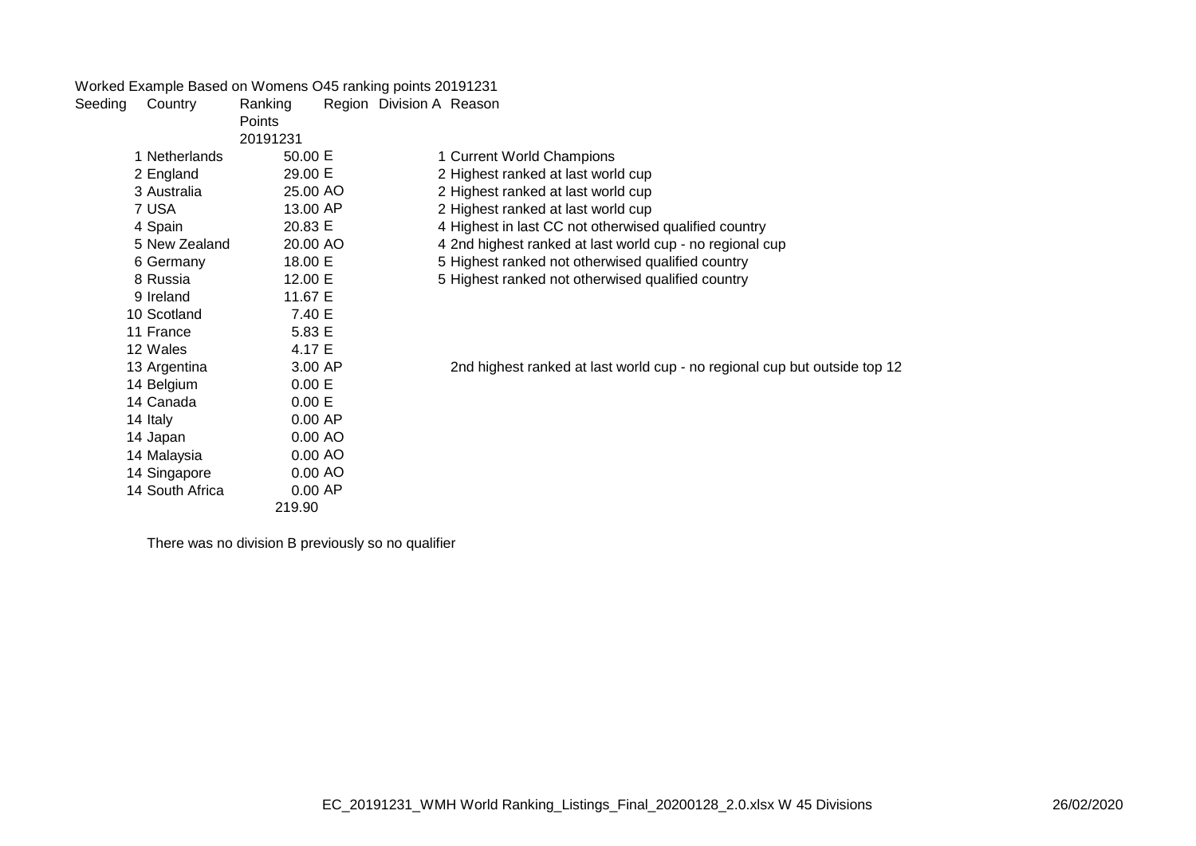Worked Example Based on Womens O45 ranking points 20191231

| Seeding | Country | Ranking Points 20191231 | Region | Division A | Reason |
|---|---|---|---|---|---|
| 1 | Netherlands | 50.00 | E | 1 | Current World Champions |
| 2 | England | 29.00 | E | 2 | Highest ranked at last world cup |
| 3 | Australia | 25.00 | AO | 2 | Highest ranked at last world cup |
| 7 | USA | 13.00 | AP | 2 | Highest ranked at last world cup |
| 4 | Spain | 20.83 | E | 4 | Highest in last CC not otherwised qualified country |
| 5 | New Zealand | 20.00 | AO | 4 | 2nd highest ranked at last world cup - no regional cup |
| 6 | Germany | 18.00 | E | 5 | Highest ranked not otherwised qualified country |
| 8 | Russia | 12.00 | E | 5 | Highest ranked not otherwised qualified country |
| 9 | Ireland | 11.67 | E | | |
| 10 | Scotland | 7.40 | E | | |
| 11 | France | 5.83 | E | | |
| 12 | Wales | 4.17 | E | | |
| 13 | Argentina | 3.00 | AP | | 2nd highest ranked at last world cup - no regional cup but outside top 12 |
| 14 | Belgium | 0.00 | E | | |
| 14 | Canada | 0.00 | E | | |
| 14 | Italy | 0.00 | AP | | |
| 14 | Japan | 0.00 | AO | | |
| 14 | Malaysia | 0.00 | AO | | |
| 14 | Singapore | 0.00 | AO | | |
| 14 | South Africa | 0.00 | AP | | |
| | | 219.90 | | | |

There was no division B previously so no qualifier

EC_20191231_WMH World Ranking_Listings_Final_20200128_2.0.xlsx W 45 Divisions 26/02/2020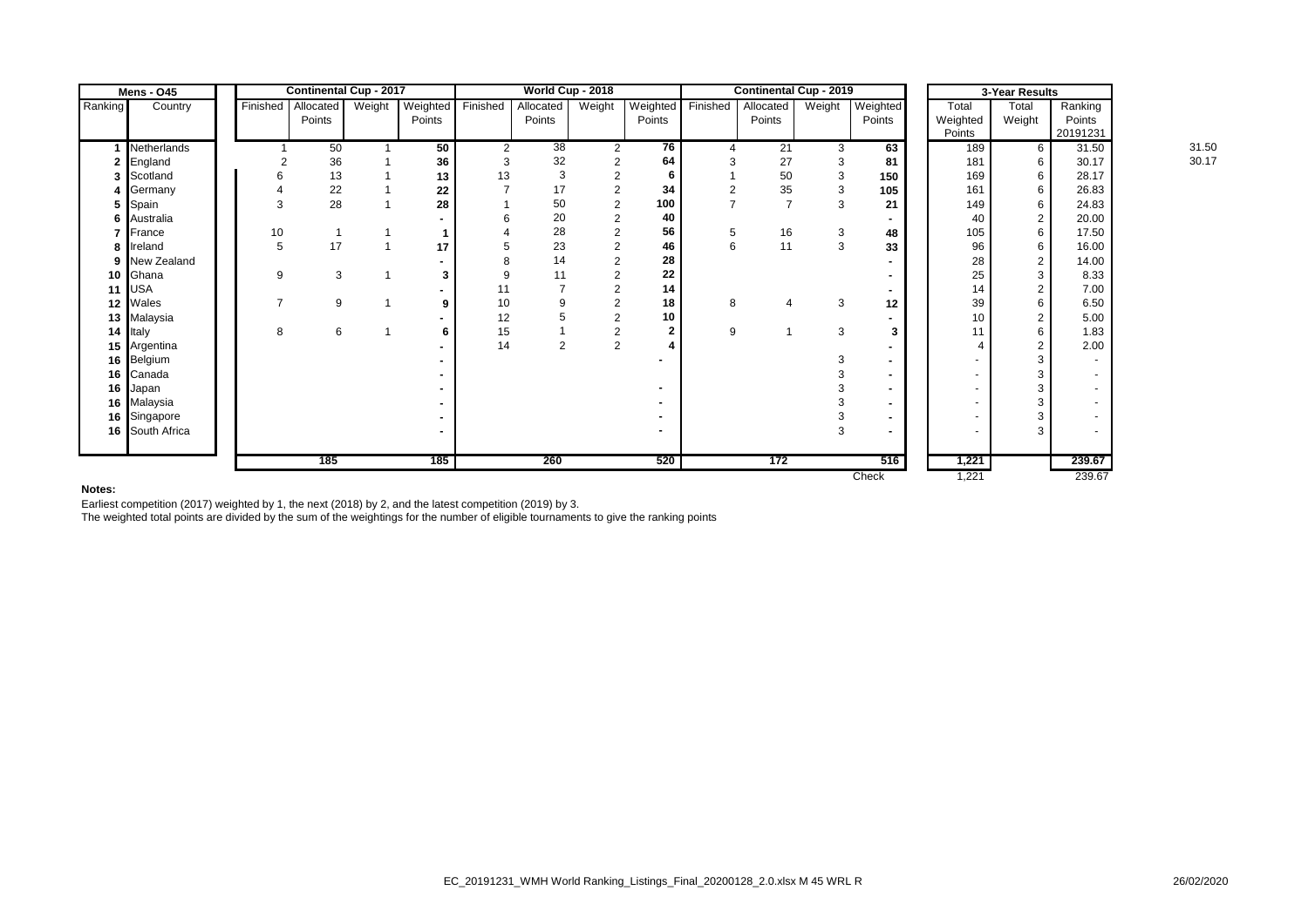| Mens - O45 | | Continental Cup - 2017 | | | | World Cup - 2018 | | | | Continental Cup - 2019 | | | | 3-Year Results | | | |
|---|---|---|---|---|---|---|---|---|---|---|---|---|---|---|---|---|---|
| Ranking | Country | Finished | Allocated Points | Weight | Weighted Points | Finished | Allocated Points | Weight | Weighted Points | Finished | Allocated Points | Weight | Weighted Points | Total Weighted Points | Total Weight | Ranking Points 20191231 | |
| 1 | Netherlands | 1 | 50 | 1 | 50 | 2 | 38 | 2 | 76 | 4 | 21 | 3 | 63 | 189 | 6 | 31.50 | 31.50 |
| 2 | England | 2 | 36 | 1 | 36 | 3 | 32 | 2 | 64 | 3 | 27 | 3 | 81 | 181 | 6 | 30.17 | 30.17 |
| 3 | Scotland | 6 | 13 | 1 | 13 | 13 | 3 | 2 | 6 | 1 | 50 | 3 | 150 | 169 | 6 | 28.17 | |
| 4 | Germany | 4 | 22 | 1 | 22 | 7 | 17 | 2 | 34 | 2 | 35 | 3 | 105 | 161 | 6 | 26.83 | |
| 5 | Spain | 3 | 28 | 1 | 28 | 1 | 50 | 2 | 100 | 7 | 7 | 3 | 21 | 149 | 6 | 24.83 | |
| 6 | Australia | | | | - | 6 | 20 | 2 | 40 | | | | - | 40 | 2 | 20.00 | |
| 7 | France | 10 | 1 | 1 | 1 | 4 | 28 | 2 | 56 | 5 | 16 | 3 | 48 | 105 | 6 | 17.50 | |
| 8 | Ireland | 5 | 17 | 1 | 17 | 5 | 23 | 2 | 46 | 6 | 11 | 3 | 33 | 96 | 6 | 16.00 | |
| 9 | New Zealand | | | | - | 8 | 14 | 2 | 28 | | | | - | 28 | 2 | 14.00 | |
| 10 | Ghana | 9 | 3 | 1 | 3 | 9 | 11 | 2 | 22 | | | | - | 25 | 3 | 8.33 | |
| 11 | USA | | | | - | 11 | 7 | 2 | 14 | | | | - | 14 | 2 | 7.00 | |
| 12 | Wales | 7 | 9 | 1 | 9 | 10 | 9 | 2 | 18 | 8 | 4 | 3 | 12 | 39 | 6 | 6.50 | |
| 13 | Malaysia | | | | - | 12 | 5 | 2 | 10 | | | | - | 10 | 2 | 5.00 | |
| 14 | Italy | 8 | 6 | 1 | 6 | 15 | 1 | 2 | 2 | 9 | 1 | 3 | 3 | 11 | 6 | 1.83 | |
| 15 | Argentina | | | | - | 14 | 2 | 2 | 4 | | | | - | 4 | 2 | 2.00 | |
| 16 | Belgium | | | | - | | | | - | | | 3 | - | - | 3 | - | |
| 16 | Canada | | | | - | | | | | | | 3 | - | - | 3 | - | |
| 16 | Japan | | | | - | | | | - | | | 3 | - | - | 3 | - | |
| 16 | Malaysia | | | | - | | | | - | | | 3 | - | - | 3 | - | |
| 16 | Singapore | | | | - | | | | - | | | 3 | - | - | 3 | - | |
| 16 | South Africa | | | | - | | | | - | | | 3 | - | - | 3 | - | |
| | | | 185 | | 185 | | 260 | | 520 | | 172 | | 516 | 1,221 | | 239.67 | |
| | | | | | | | | | | | | | Check | 1,221 | | 239.67 | |

**Notes:**

Earliest competition (2017) weighted by 1, the next (2018) by 2, and the latest competition (2019) by 3.
The weighted total points are divided by the sum of the weightings for the number of eligible tournaments to give the ranking points

EC_20191231_WMH World Ranking_Listings_Final_20200128_2.0.xlsx M 45 WRL R 26/02/2020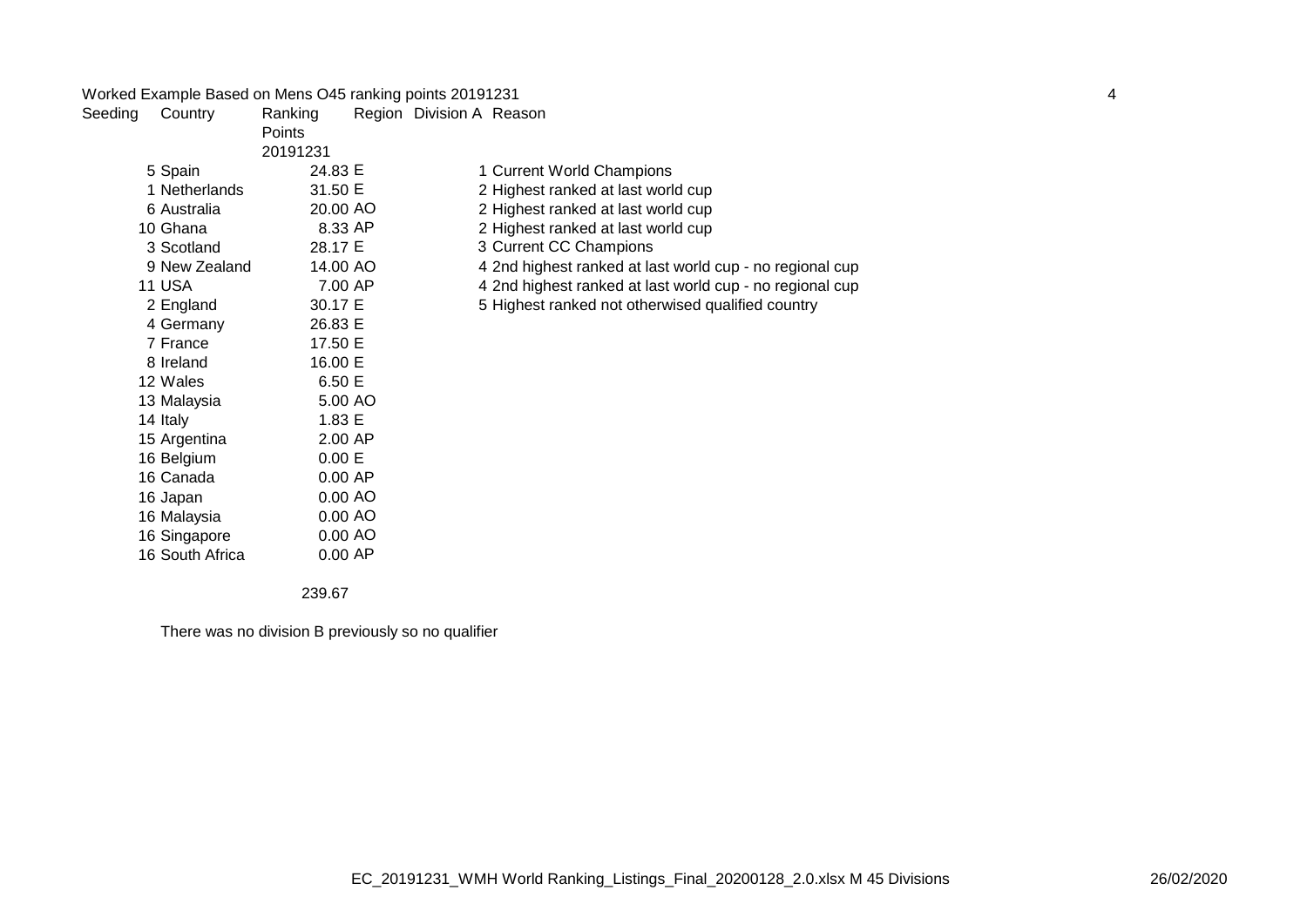Worked Example Based on Mens O45 ranking points 20191231

| Seeding | Country | Ranking Points 20191231 | Region | Division A | Reason |
|---|---|---|---|---|---|
| 5 | Spain | 24.83 | E | 1 | Current World Champions |
| 1 | Netherlands | 31.50 | E | 2 | Highest ranked at last world cup |
| 6 | Australia | 20.00 | AO | 2 | Highest ranked at last world cup |
| 10 | Ghana | 8.33 | AP | 2 | Highest ranked at last world cup |
| 3 | Scotland | 28.17 | E | 3 | Current CC Champions |
| 9 | New Zealand | 14.00 | AO | 4 | 2nd highest ranked at last world cup - no regional cup |
| 11 | USA | 7.00 | AP | 4 | 2nd highest ranked at last world cup - no regional cup |
| 2 | England | 30.17 | E | 5 | Highest ranked not otherwised qualified country |
| 4 | Germany | 26.83 | E | | |
| 7 | France | 17.50 | E | | |
| 8 | Ireland | 16.00 | E | | |
| 12 | Wales | 6.50 | E | | |
| 13 | Malaysia | 5.00 | AO | | |
| 14 | Italy | 1.83 | E | | |
| 15 | Argentina | 2.00 | AP | | |
| 16 | Belgium | 0.00 | E | | |
| 16 | Canada | 0.00 | AP | | |
| 16 | Japan | 0.00 | AO | | |
| 16 | Malaysia | 0.00 | AO | | |
| 16 | Singapore | 0.00 | AO | | |
| 16 | South Africa | 0.00 | AP | | |
| | | 239.67 | | | |

There was no division B previously so no qualifier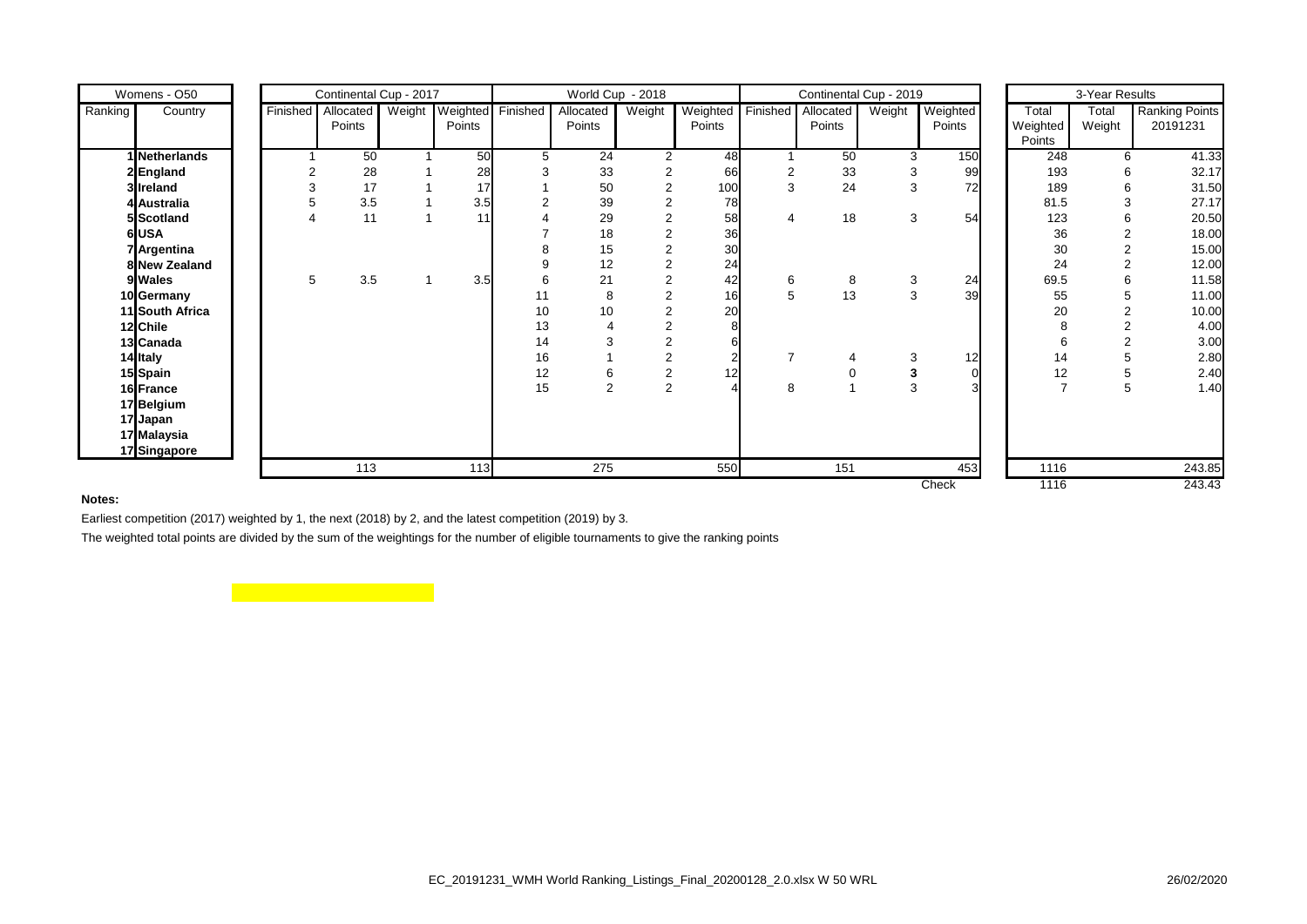| Womens - O50 | | Continental Cup - 2017 | | | | World Cup - 2018 | | | | Continental Cup - 2019 | | | | 3-Year Results | | |
|---|---|---|---|---|---|---|---|---|---|---|---|---|---|---|---|---|
| Ranking | Country | Finished | Allocated Points | Weight | Weighted Points | Finished | Allocated Points | Weight | Weighted Points | Finished | Allocated Points | Weight | Weighted Points | Total Weighted Points | Total Weight | Ranking Points 20191231 |
| 1 | **Netherlands** | 1 | 50 | 1 | 50 | 5 | 24 | 2 | 48 | 1 | 50 | 3 | 150 | 248 | 6 | 41.33 |
| 2 | **England** | 2 | 28 | 1 | 28 | 3 | 33 | 2 | 66 | 2 | 33 | 3 | 99 | 193 | 6 | 32.17 |
| 3 | **Ireland** | 3 | 17 | 1 | 17 | 1 | 50 | 2 | 100 | 3 | 24 | 3 | 72 | 189 | 6 | 31.50 |
| 4 | **Australia** | 5 | 3.5 | 1 | 3.5 | 2 | 39 | 2 | 78 | | | | | 81.5 | 3 | 27.17 |
| 5 | **Scotland** | 4 | 11 | 1 | 11 | 4 | 29 | 2 | 58 | 4 | 18 | 3 | 54 | 123 | 6 | 20.50 |
| 6 | **USA** | | | | | 7 | 18 | 2 | 36 | | | | | 36 | 2 | 18.00 |
| 7 | **Argentina** | | | | | 8 | 15 | 2 | 30 | | | | | 30 | 2 | 15.00 |
| 8 | **New Zealand** | | | | | 9 | 12 | 2 | 24 | | | | | 24 | 2 | 12.00 |
| 9 | **Wales** | 5 | 3.5 | 1 | 3.5 | 6 | 21 | 2 | 42 | 6 | 8 | 3 | 24 | 69.5 | 6 | 11.58 |
| 10 | **Germany** | | | | | 11 | 8 | 2 | 16 | 5 | 13 | 3 | 39 | 55 | 5 | 11.00 |
| 11 | **South Africa** | | | | | 10 | 10 | 2 | 20 | | | | | 20 | 2 | 10.00 |
| 12 | **Chile** | | | | | 13 | 4 | 2 | 8 | | | | | 8 | 2 | 4.00 |
| 13 | **Canada** | | | | | 14 | 3 | 2 | 6 | | | | | 6 | 2 | 3.00 |
| 14 | **Italy** | | | | | 16 | 1 | 2 | 2 | 7 | 4 | 3 | 12 | 14 | 5 | 2.80 |
| 15 | **Spain** | | | | | 12 | 6 | 2 | 12 | | 0 | **3** | 0 | 12 | 5 | 2.40 |
| 16 | **France** | | | | | 15 | 2 | 2 | 4 | 8 | 1 | 3 | 3 | 7 | 5 | 1.40 |
| 17 | **Belgium** | | | | | | | | | | | | | | | |
| 17 | **Japan** | | | | | | | | | | | | | | | |
| 17 | **Malaysia** | | | | | | | | | | | | | | | |
| 17 | **Singapore** | | | | | | | | | | | | | | | |
| | | | 113 | | 113 | | 275 | | 550 | | 151 | | 453 | 1116 | | 243.85 |
| | | | | | | | | | | | | | Check | 1116 | | 243.43 |

**Notes:**

Earliest competition (2017) weighted by 1, the next (2018) by 2, and the latest competition (2019) by 3.

The weighted total points are divided by the sum of the weightings for the number of eligible tournaments to give the ranking points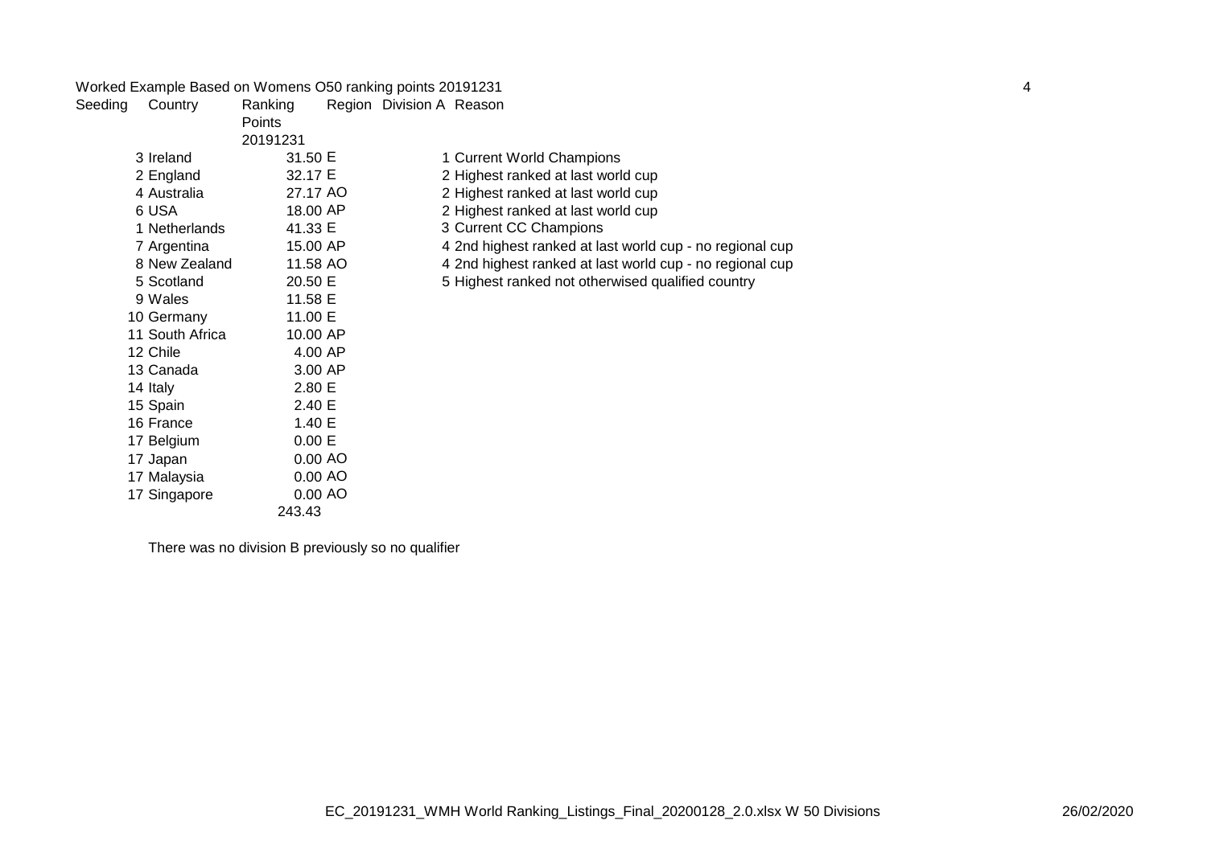Worked Example Based on Womens O50 ranking points 20191231

| Seeding | Country | Ranking Points 20191231 | Region | Division A | Reason |
|---|---|---|---|---|---|
| 3 | Ireland | 31.50 | E | 1 | Current World Champions |
| 2 | England | 32.17 | E | 2 | Highest ranked at last world cup |
| 4 | Australia | 27.17 | AO | 2 | Highest ranked at last world cup |
| 6 | USA | 18.00 | AP | 2 | Highest ranked at last world cup |
| 1 | Netherlands | 41.33 | E | 3 | Current CC Champions |
| 7 | Argentina | 15.00 | AP | 4 | 2nd highest ranked at last world cup - no regional cup |
| 8 | New Zealand | 11.58 | AO | 4 | 2nd highest ranked at last world cup - no regional cup |
| 5 | Scotland | 20.50 | E | 5 | Highest ranked not otherwised qualified country |
| 9 | Wales | 11.58 | E | | |
| 10 | Germany | 11.00 | E | | |
| 11 | South Africa | 10.00 | AP | | |
| 12 | Chile | 4.00 | AP | | |
| 13 | Canada | 3.00 | AP | | |
| 14 | Italy | 2.80 | E | | |
| 15 | Spain | 2.40 | E | | |
| 16 | France | 1.40 | E | | |
| 17 | Belgium | 0.00 | E | | |
| 17 | Japan | 0.00 | AO | | |
| 17 | Malaysia | 0.00 | AO | | |
| 17 | Singapore | 0.00 | AO | | |
| | | 243.43 | | | |

There was no division B previously so no qualifier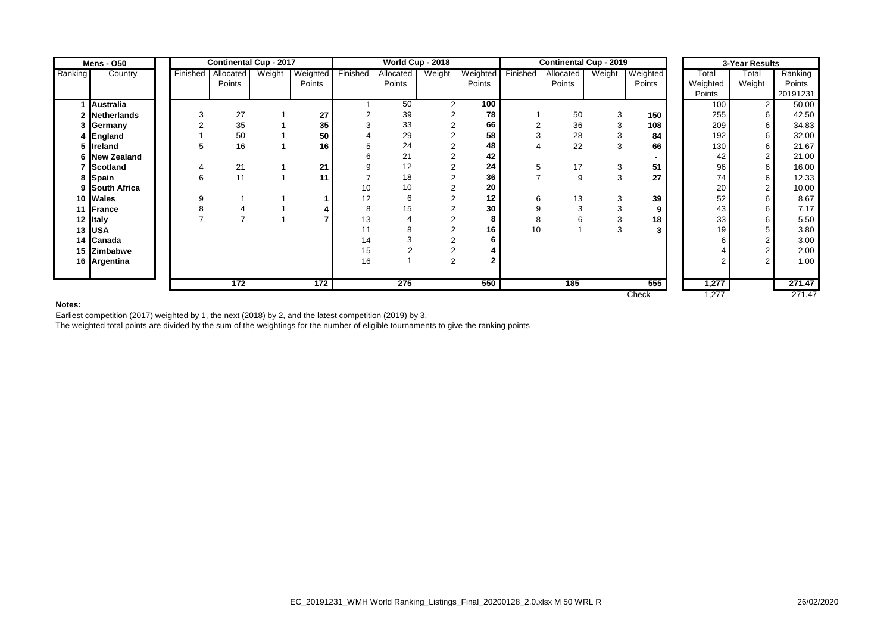| Mens - O50 | | Continental Cup - 2017 | | | | World Cup - 2018 | | | | Continental Cup - 2019 | | | | 3-Year Results | | |
|---|---|---|---|---|---|---|---|---|---|---|---|---|---|---|---|---|
| Ranking | Country | Finished | Allocated Points | Weight | Weighted Points | Finished | Allocated Points | Weight | Weighted Points | Finished | Allocated Points | Weight | Weighted Points | Total Weighted Points | Total Weight | Ranking Points 20191231 |
| 1 | **Australia** | | | | | 1 | 50 | 2 | **100** | | | | | 100 | 2 | 50.00 |
| 2 | **Netherlands** | 3 | 27 | 1 | **27** | 2 | 39 | 2 | **78** | 1 | 50 | 3 | **150** | 255 | 6 | 42.50 |
| 3 | **Germany** | 2 | 35 | 1 | **35** | 3 | 33 | 2 | **66** | 2 | 36 | 3 | **108** | 209 | 6 | 34.83 |
| 4 | **England** | 1 | 50 | 1 | **50** | 4 | 29 | 2 | **58** | 3 | 28 | 3 | **84** | 192 | 6 | 32.00 |
| 5 | **Ireland** | 5 | 16 | 1 | **16** | 5 | 24 | 2 | **48** | 4 | 22 | 3 | **66** | 130 | 6 | 21.67 |
| 6 | **New Zealand** | | | | | 6 | 21 | 2 | **42** | | | | **-** | 42 | 2 | 21.00 |
| 7 | **Scotland** | 4 | 21 | 1 | **21** | 9 | 12 | 2 | **24** | 5 | 17 | 3 | **51** | 96 | 6 | 16.00 |
| 8 | **Spain** | 6 | 11 | 1 | **11** | 7 | 18 | 2 | **36** | 7 | 9 | 3 | **27** | 74 | 6 | 12.33 |
| 9 | **South Africa** | | | | | 10 | 10 | 2 | **20** | | | | | 20 | 2 | 10.00 |
| 10 | **Wales** | 9 | 1 | 1 | **1** | 12 | 6 | 2 | **12** | 6 | 13 | 3 | **39** | 52 | 6 | 8.67 |
| 11 | **France** | 8 | 4 | 1 | **4** | 8 | 15 | 2 | **30** | 9 | 3 | 3 | **9** | 43 | 6 | 7.17 |
| 12 | **Italy** | 7 | 7 | 1 | **7** | 13 | 4 | 2 | **8** | 8 | 6 | 3 | **18** | 33 | 6 | 5.50 |
| 13 | **USA** | | | | | 11 | 8 | 2 | **16** | 10 | 1 | 3 | **3** | 19 | 5 | 3.80 |
| 14 | **Canada** | | | | | 14 | 3 | 2 | **6** | | | | | 6 | 2 | 3.00 |
| 15 | **Zimbabwe** | | | | | 15 | 2 | 2 | **4** | | | | | 4 | 2 | 2.00 |
| 16 | **Argentina** | | | | | 16 | 1 | 2 | **2** | | | | | 2 | 2 | 1.00 |
| | | | **172** | | **172** | | **275** | | **550** | | **185** | | **555** | **1,277** | | **271.47** |
| | | | | | | | | | | | | | Check | 1,277 | | 271.47 |

**Notes:**

Earliest competition (2017) weighted by 1, the next (2018) by 2, and the latest competition (2019) by 3.

The weighted total points are divided by the sum of the weightings for the number of eligible tournaments to give the ranking points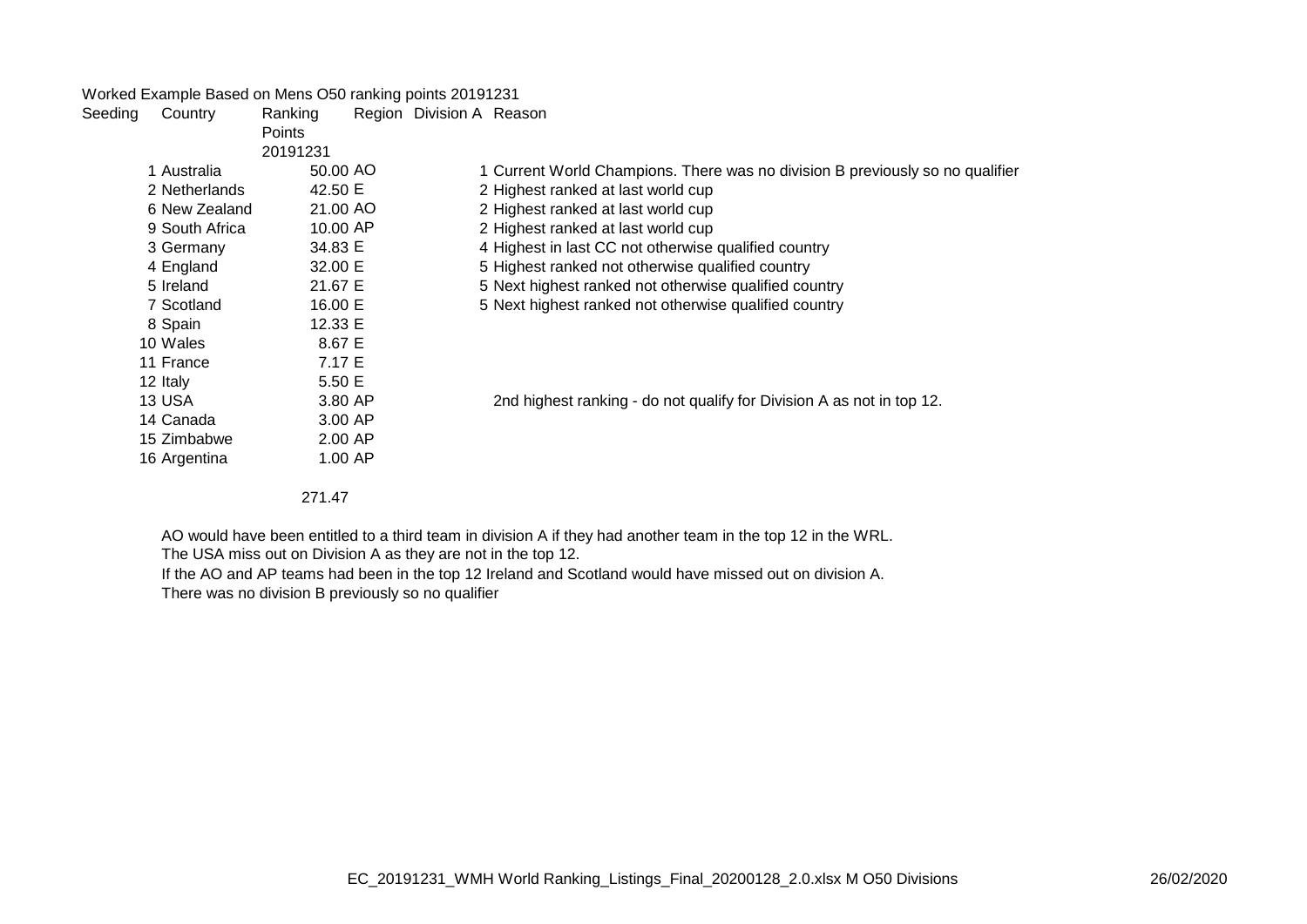Worked Example Based on Mens O50 ranking points 20191231

| Seeding | Country | Ranking Points 20191231 | Region | Division A | Reason |
|---|---|---|---|---|---|
| 1 | Australia | 50.00 | AO | 1 | Current World Champions. There was no division B previously so no qualifier |
| 2 | Netherlands | 42.50 | E | 2 | Highest ranked at last world cup |
| 6 | New Zealand | 21.00 | AO | 2 | Highest ranked at last world cup |
| 9 | South Africa | 10.00 | AP | 2 | Highest ranked at last world cup |
| 3 | Germany | 34.83 | E | 4 | Highest in last CC not otherwise qualified country |
| 4 | England | 32.00 | E | 5 | Highest ranked not otherwise qualified country |
| 5 | Ireland | 21.67 | E | 5 | Next highest ranked not otherwise qualified country |
| 7 | Scotland | 16.00 | E | 5 | Next highest ranked not otherwise qualified country |
| 8 | Spain | 12.33 | E | | |
| 10 | Wales | 8.67 | E | | |
| 11 | France | 7.17 | E | | |
| 12 | Italy | 5.50 | E | | |
| 13 | USA | 3.80 | AP | | 2nd highest ranking - do not qualify for Division A as not in top 12. |
| 14 | Canada | 3.00 | AP | | |
| 15 | Zimbabwe | 2.00 | AP | | |
| 16 | Argentina | 1.00 | AP | | |
| | | 271.47 | | | |

AO would have been entitled to a third team in division A if they had another team in the top 12 in the WRL.
The USA miss out on Division A as they are not in the top 12.
If the AO and AP teams had been in the top 12 Ireland and Scotland would have missed out on division A.
There was no division B previously so no qualifier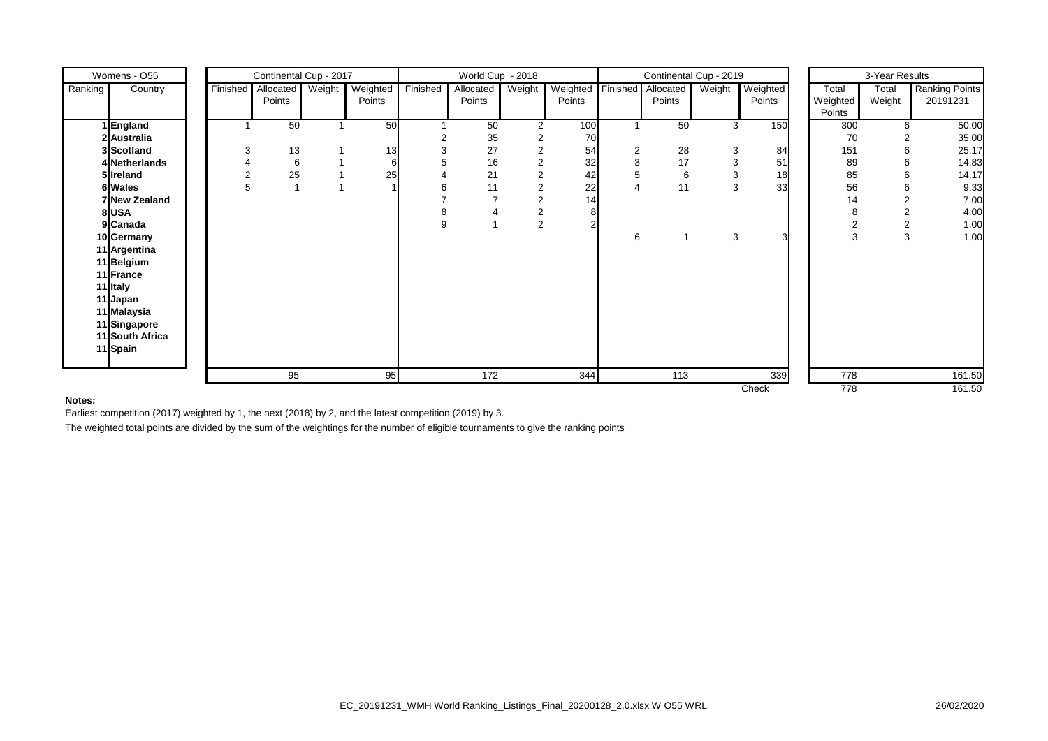| Womens - O55 | | Continental Cup - 2017 | | | | World Cup - 2018 | | | | Continental Cup - 2019 | | | | 3-Year Results | | |
|---|---|---|---|---|---|---|---|---|---|---|---|---|---|---|---|---|
| Ranking | Country | Finished | Allocated Points | Weight | Weighted Points | Finished | Allocated Points | Weight | Weighted Points | Finished | Allocated Points | Weight | Weighted Points | Total Weighted Points | Total Weight | Ranking Points 20191231 |
| 1 | **England** | 1 | 50 | 1 | 50 | 1 | 50 | 2 | 100 | 1 | 50 | 3 | 150 | 300 | 6 | 50.00 |
| 2 | **Australia** | | | | | 2 | 35 | 2 | 70 | | | | | 70 | 2 | 35.00 |
| 3 | **Scotland** | 3 | 13 | 1 | 13 | 3 | 27 | 2 | 54 | 2 | 28 | 3 | 84 | 151 | 6 | 25.17 |
| 4 | **Netherlands** | 4 | 6 | 1 | 6 | 5 | 16 | 2 | 32 | 3 | 17 | 3 | 51 | 89 | 6 | 14.83 |
| 5 | **Ireland** | 2 | 25 | 1 | 25 | 4 | 21 | 2 | 42 | 5 | 6 | 3 | 18 | 85 | 6 | 14.17 |
| 6 | **Wales** | 5 | 1 | 1 | 1 | 6 | 11 | 2 | 22 | 4 | 11 | 3 | 33 | 56 | 6 | 9.33 |
| 7 | **New Zealand** | | | | | 7 | 7 | 2 | 14 | | | | | 14 | 2 | 7.00 |
| 8 | **USA** | | | | | 8 | 4 | 2 | 8 | | | | | 8 | 2 | 4.00 |
| 9 | **Canada** | | | | | 9 | 1 | 2 | 2 | | | | | 2 | 2 | 1.00 |
| 10 | **Germany** | | | | | | | | | 6 | 1 | 3 | 3 | 3 | 3 | 1.00 |
| 11 | **Argentina** | | | | | | | | | | | | | | | |
| 11 | **Belgium** | | | | | | | | | | | | | | | |
| 11 | **France** | | | | | | | | | | | | | | | |
| 11 | **Italy** | | | | | | | | | | | | | | | |
| 11 | **Japan** | | | | | | | | | | | | | | | |
| 11 | **Malaysia** | | | | | | | | | | | | | | | |
| 11 | **Singapore** | | | | | | | | | | | | | | | |
| 11 | **South Africa** | | | | | | | | | | | | | | | |
| 11 | **Spain** | | | | | | | | | | | | | | | |
| | | | 95 | | 95 | | 172 | | 344 | | 113 | | 339 | 778 | | 161.50 |
| | | | | | | | | | | | | | Check | 778 | | 161.50 |

**Notes:**

Earliest competition (2017) weighted by 1, the next (2018) by 2, and the latest competition (2019) by 3.

The weighted total points are divided by the sum of the weightings for the number of eligible tournaments to give the ranking points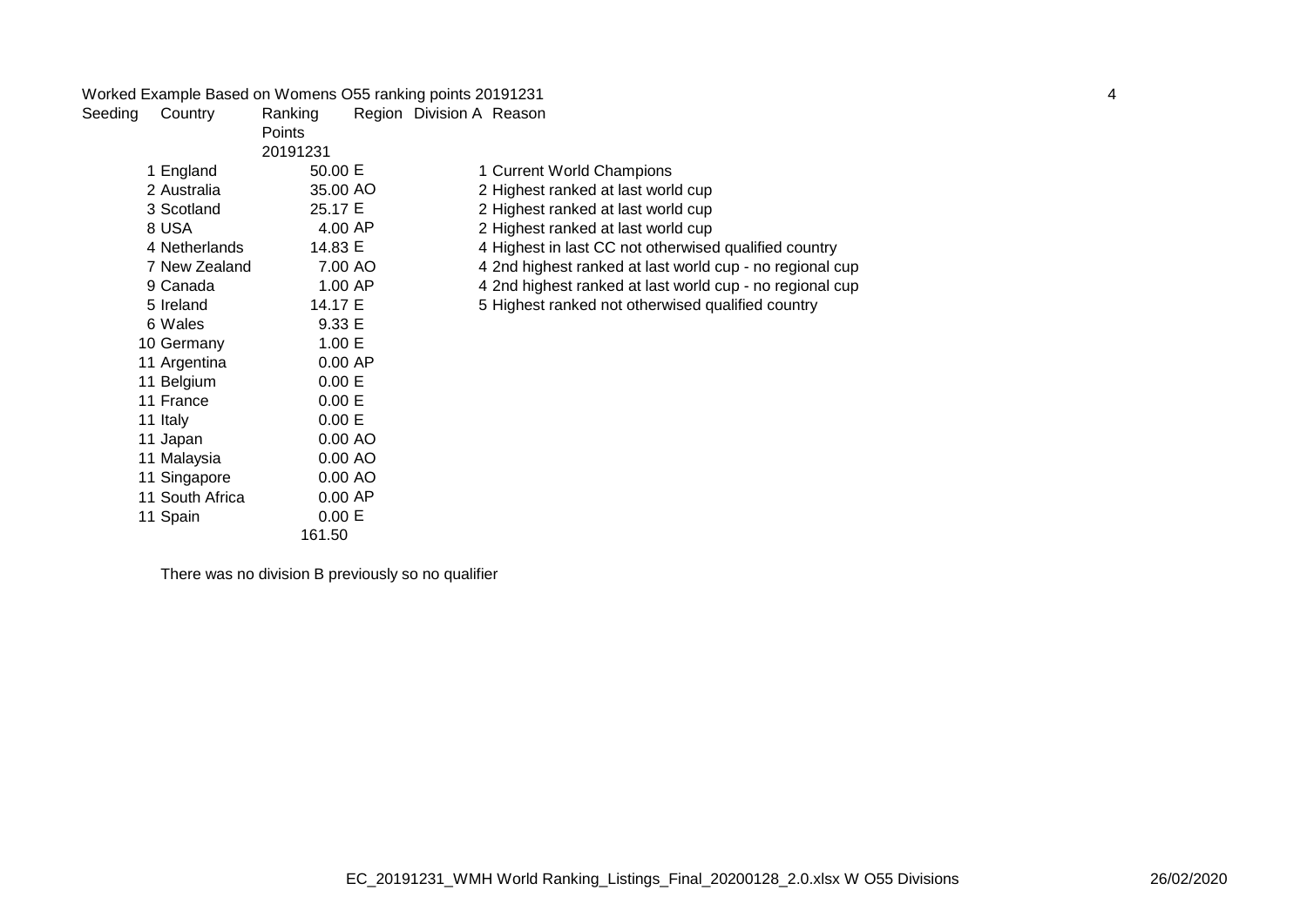Worked Example Based on Womens O55 ranking points 20191231

| Seeding | Country | Ranking Points 20191231 | Region | Division A | Reason |
|---|---|---|---|---|---|
| 1 | England | 50.00 | E | 1 | Current World Champions |
| 2 | Australia | 35.00 | AO | 2 | Highest ranked at last world cup |
| 3 | Scotland | 25.17 | E | 2 | Highest ranked at last world cup |
| 8 | USA | 4.00 | AP | 2 | Highest ranked at last world cup |
| 4 | Netherlands | 14.83 | E | 4 | Highest in last CC not otherwised qualified country |
| 7 | New Zealand | 7.00 | AO | 4 | 2nd highest ranked at last world cup - no regional cup |
| 9 | Canada | 1.00 | AP | 4 | 2nd highest ranked at last world cup - no regional cup |
| 5 | Ireland | 14.17 | E | 5 | Highest ranked not otherwised qualified country |
| 6 | Wales | 9.33 | E | | |
| 10 | Germany | 1.00 | E | | |
| 11 | Argentina | 0.00 | AP | | |
| 11 | Belgium | 0.00 | E | | |
| 11 | France | 0.00 | E | | |
| 11 | Italy | 0.00 | E | | |
| 11 | Japan | 0.00 | AO | | |
| 11 | Malaysia | 0.00 | AO | | |
| 11 | Singapore | 0.00 | AO | | |
| 11 | South Africa | 0.00 | AP | | |
| 11 | Spain | 0.00 | E | | |
| | | 161.50 | | | |

There was no division B previously so no qualifier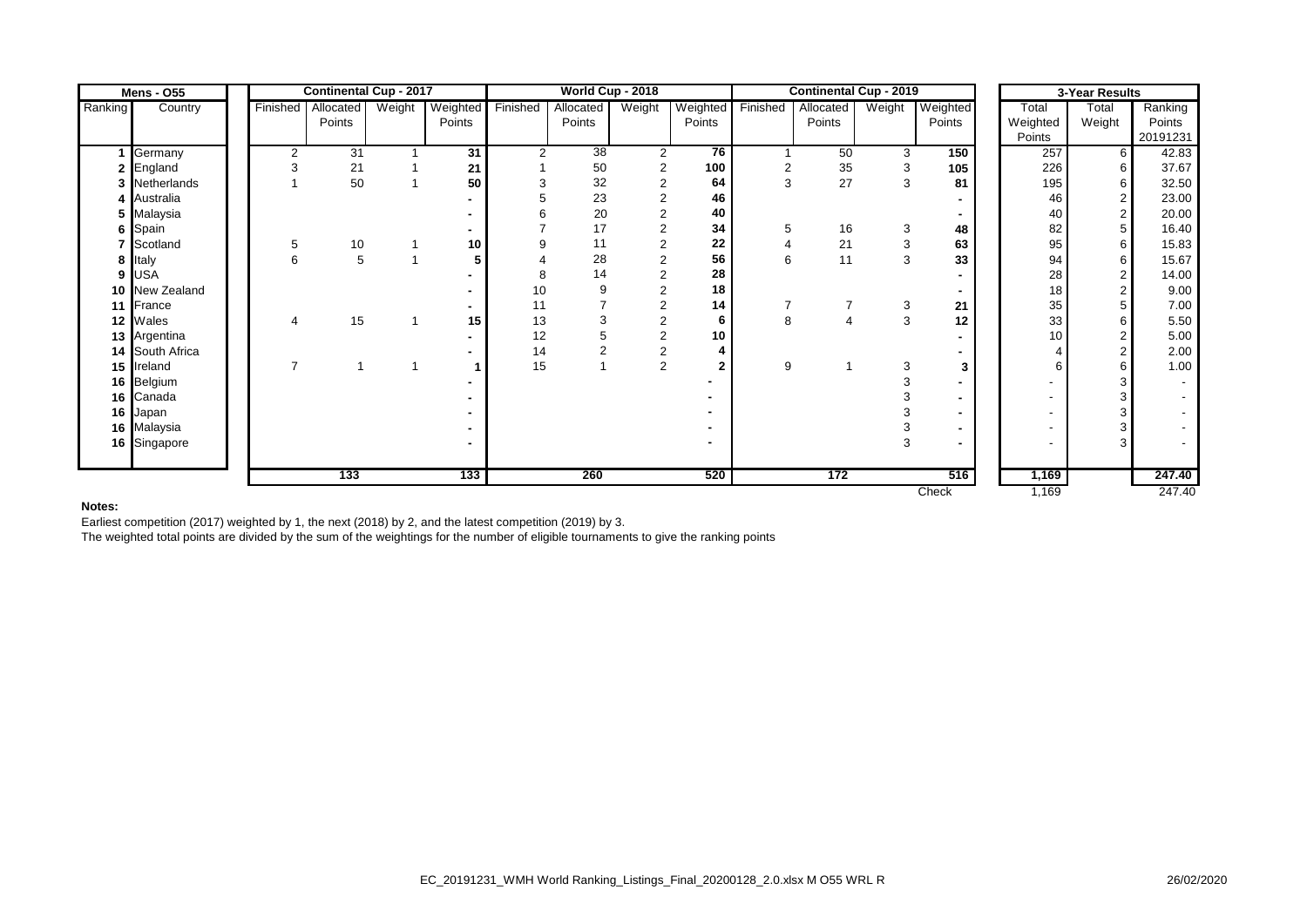| Mens - O55 | | Continental Cup - 2017 | | | | World Cup - 2018 | | | | Continental Cup - 2019 | | | | 3-Year Results | | |
|---|---|---|---|---|---|---|---|---|---|---|---|---|---|---|---|---|
| Ranking | Country | Finished | Allocated Points | Weight | Weighted Points | Finished | Allocated Points | Weight | Weighted Points | Finished | Allocated Points | Weight | Weighted Points | Total Weighted Points | Total Weight | Ranking Points 20191231 |
| 1 | Germany | 2 | 31 | 1 | 31 | 2 | 38 | 2 | 76 | 1 | 50 | 3 | 150 | 257 | 6 | 42.83 |
| 2 | England | 3 | 21 | 1 | 21 | 1 | 50 | 2 | 100 | 2 | 35 | 3 | 105 | 226 | 6 | 37.67 |
| 3 | Netherlands | 1 | 50 | 1 | 50 | 3 | 32 | 2 | 64 | 3 | 27 | 3 | 81 | 195 | 6 | 32.50 |
| 4 | Australia | | | | - | 5 | 23 | 2 | 46 | | | | - | 46 | 2 | 23.00 |
| 5 | Malaysia | | | | - | 6 | 20 | 2 | 40 | | | | - | 40 | 2 | 20.00 |
| 6 | Spain | | | | - | 7 | 17 | 2 | 34 | 5 | 16 | 3 | 48 | 82 | 5 | 16.40 |
| 7 | Scotland | 5 | 10 | 1 | 10 | 9 | 11 | 2 | 22 | 4 | 21 | 3 | 63 | 95 | 6 | 15.83 |
| 8 | Italy | 6 | 5 | 1 | 5 | 4 | 28 | 2 | 56 | 6 | 11 | 3 | 33 | 94 | 6 | 15.67 |
| 9 | USA | | | | - | 8 | 14 | 2 | 28 | | | | - | 28 | 2 | 14.00 |
| 10 | New Zealand | | | | - | 10 | 9 | 2 | 18 | | | | - | 18 | 2 | 9.00 |
| 11 | France | | | | - | 11 | 7 | 2 | 14 | 7 | 7 | 3 | 21 | 35 | 5 | 7.00 |
| 12 | Wales | 4 | 15 | 1 | 15 | 13 | 3 | 2 | 6 | 8 | 4 | 3 | 12 | 33 | 6 | 5.50 |
| 13 | Argentina | | | | - | 12 | 5 | 2 | 10 | | | | - | 10 | 2 | 5.00 |
| 14 | South Africa | | | | - | 14 | 2 | 2 | 4 | | | | - | 4 | 2 | 2.00 |
| 15 | Ireland | 7 | 1 | 1 | 1 | 15 | 1 | 2 | 2 | 9 | 1 | 3 | 3 | 6 | 6 | 1.00 |
| 16 | Belgium | | | | - | | | | - | | | 3 | - | - | 3 | - |
| 16 | Canada | | | | - | | | | - | | | 3 | - | - | 3 | - |
| 16 | Japan | | | | - | | | | - | | | 3 | - | - | 3 | - |
| 16 | Malaysia | | | | - | | | | - | | | 3 | - | - | 3 | - |
| 16 | Singapore | | | | - | | | | - | | | 3 | - | - | 3 | - |
| | | | 133 | | 133 | | 260 | | 520 | | 172 | | 516 | 1,169 | | 247.40 |
| | | | | | | | | | | | | | Check | 1,169 | | 247.40 |

**Notes:**

Earliest competition (2017) weighted by 1, the next (2018) by 2, and the latest competition (2019) by 3.

The weighted total points are divided by the sum of the weightings for the number of eligible tournaments to give the ranking points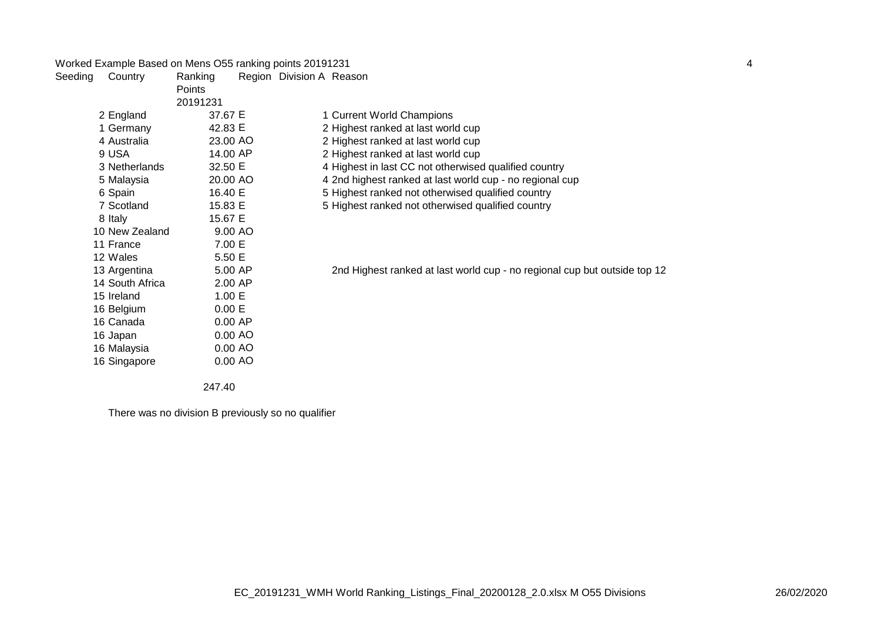Worked Example Based on Mens O55 ranking points 20191231

| Seeding | Country | Ranking Points 20191231 | Region | Division A | Reason |
|---|---|---|---|---|---|
| 2 | England | 37.67 | E | 1 | Current World Champions |
| 1 | Germany | 42.83 | E | 2 | Highest ranked at last world cup |
| 4 | Australia | 23.00 | AO | 2 | Highest ranked at last world cup |
| 9 | USA | 14.00 | AP | 2 | Highest ranked at last world cup |
| 3 | Netherlands | 32.50 | E | 4 | Highest in last CC not otherwised qualified country |
| 5 | Malaysia | 20.00 | AO | 4 | 2nd highest ranked at last world cup - no regional cup |
| 6 | Spain | 16.40 | E | 5 | Highest ranked not otherwised qualified country |
| 7 | Scotland | 15.83 | E | 5 | Highest ranked not otherwised qualified country |
| 8 | Italy | 15.67 | E | | |
| 10 | New Zealand | 9.00 | AO | | |
| 11 | France | 7.00 | E | | |
| 12 | Wales | 5.50 | E | | |
| 13 | Argentina | 5.00 | AP | | 2nd Highest ranked at last world cup - no regional cup but outside top 12 |
| 14 | South Africa | 2.00 | AP | | |
| 15 | Ireland | 1.00 | E | | |
| 16 | Belgium | 0.00 | E | | |
| 16 | Canada | 0.00 | AP | | |
| 16 | Japan | 0.00 | AO | | |
| 16 | Malaysia | 0.00 | AO | | |
| 16 | Singapore | 0.00 | AO | | |
| | | 247.40 | | | |

There was no division B previously so no qualifier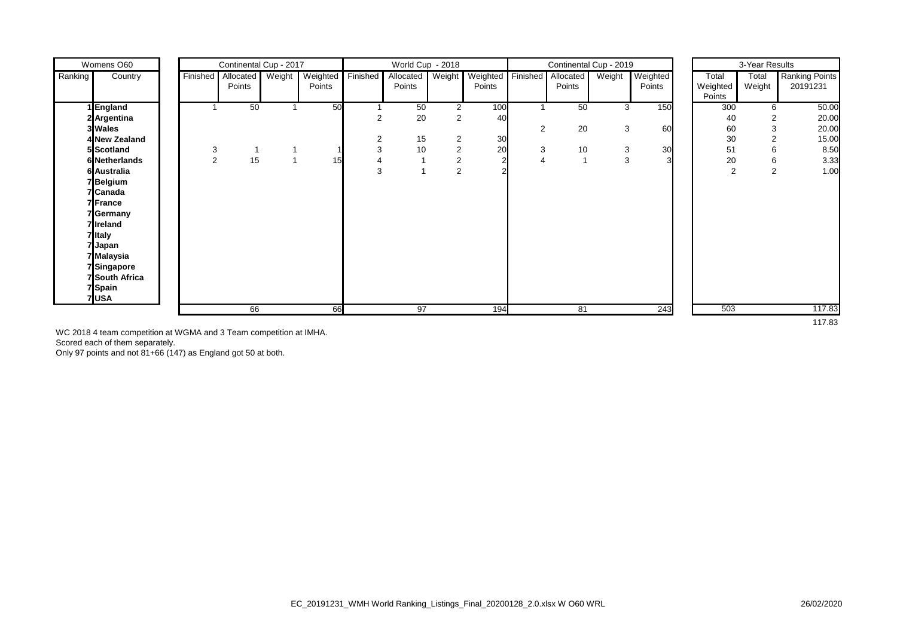| Womens O60 | | Continental Cup - 2017 | | | | World Cup - 2018 | | | | Continental Cup - 2019 | | | | 3-Year Results | | |
|---|---|---|---|---|---|---|---|---|---|---|---|---|---|---|---|---|
| Ranking | Country | Finished | Allocated Points | Weight | Weighted Points | Finished | Allocated Points | Weight | Weighted Points | Finished | Allocated Points | Weight | Weighted Points | Total Weighted Points | Total Weight | Ranking Points 20191231 |
| 1 | **England** | 1 | 50 | 1 | 50 | 1 | 50 | 2 | 100 | 1 | 50 | 3 | 150 | 300 | 6 | 50.00 |
| 2 | **Argentina** | | | | | 2 | 20 | 2 | 40 | | | | | 40 | 2 | 20.00 |
| 3 | **Wales** | | | | | | | | | 2 | 20 | 3 | 60 | 60 | 3 | 20.00 |
| 4 | **New Zealand** | | | | | 2 | 15 | 2 | 30 | | | | | 30 | 2 | 15.00 |
| 5 | **Scotland** | 3 | 1 | 1 | 1 | 3 | 10 | 2 | 20 | 3 | 10 | 3 | 30 | 51 | 6 | 8.50 |
| 6 | **Netherlands** | 2 | 15 | 1 | 15 | 4 | 1 | 2 | 2 | 4 | 1 | 3 | 3 | 20 | 6 | 3.33 |
| 6 | **Australia** | | | | | 3 | 1 | 2 | 2 | | | | | 2 | 2 | 1.00 |
| 7 | **Belgium** | | | | | | | | | | | | | | | |
| 7 | **Canada** | | | | | | | | | | | | | | | |
| 7 | **France** | | | | | | | | | | | | | | | |
| 7 | **Germany** | | | | | | | | | | | | | | | |
| 7 | **Ireland** | | | | | | | | | | | | | | | |
| 7 | **Italy** | | | | | | | | | | | | | | | |
| 7 | **Japan** | | | | | | | | | | | | | | | |
| 7 | **Malaysia** | | | | | | | | | | | | | | | |
| 7 | **Singapore** | | | | | | | | | | | | | | | |
| 7 | **South Africa** | | | | | | | | | | | | | | | |
| 7 | **Spain** | | | | | | | | | | | | | | | |
| 7 | **USA** | | | | | | | | | | | | | | | |
| | | | 66 | | 66 | | 97 | | 194 | | 81 | | 243 | 503 | | 117.83 |
| | | | | | | | | | | | | | | | | 117.83 |

WC 2018 4 team competition at WGMA and 3 Team competition at IMHA.
Scored each of them separately.
Only 97 points and not 81+66 (147) as England got 50 at both.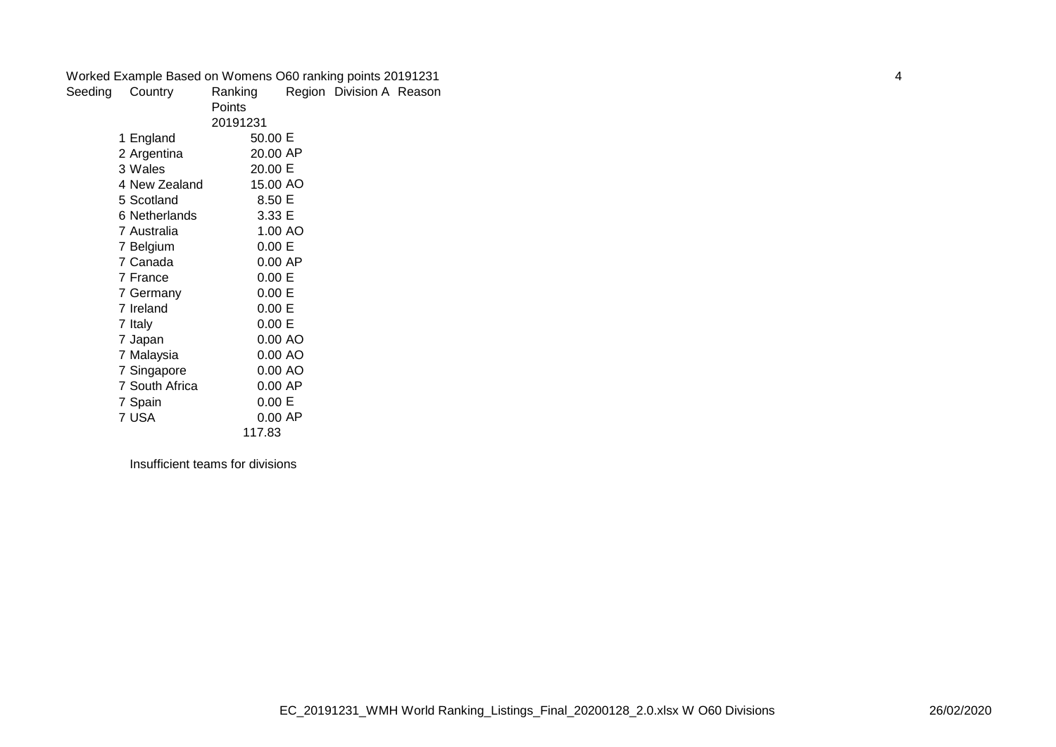Worked Example Based on Womens O60 ranking points 20191231

| Seeding | Country | Ranking Points 20191231 | Region | Division A | Reason |
|---|---|---|---|---|---|
| 1 | England | 50.00 | E | | |
| 2 | Argentina | 20.00 | AP | | |
| 3 | Wales | 20.00 | E | | |
| 4 | New Zealand | 15.00 | AO | | |
| 5 | Scotland | 8.50 | E | | |
| 6 | Netherlands | 3.33 | E | | |
| 7 | Australia | 1.00 | AO | | |
| 7 | Belgium | 0.00 | E | | |
| 7 | Canada | 0.00 | AP | | |
| 7 | France | 0.00 | E | | |
| 7 | Germany | 0.00 | E | | |
| 7 | Ireland | 0.00 | E | | |
| 7 | Italy | 0.00 | E | | |
| 7 | Japan | 0.00 | AO | | |
| 7 | Malaysia | 0.00 | AO | | |
| 7 | Singapore | 0.00 | AO | | |
| 7 | South Africa | 0.00 | AP | | |
| 7 | Spain | 0.00 | E | | |
| 7 | USA | 0.00 | AP | | |
| | | 117.83 | | | |

Insufficient teams for divisions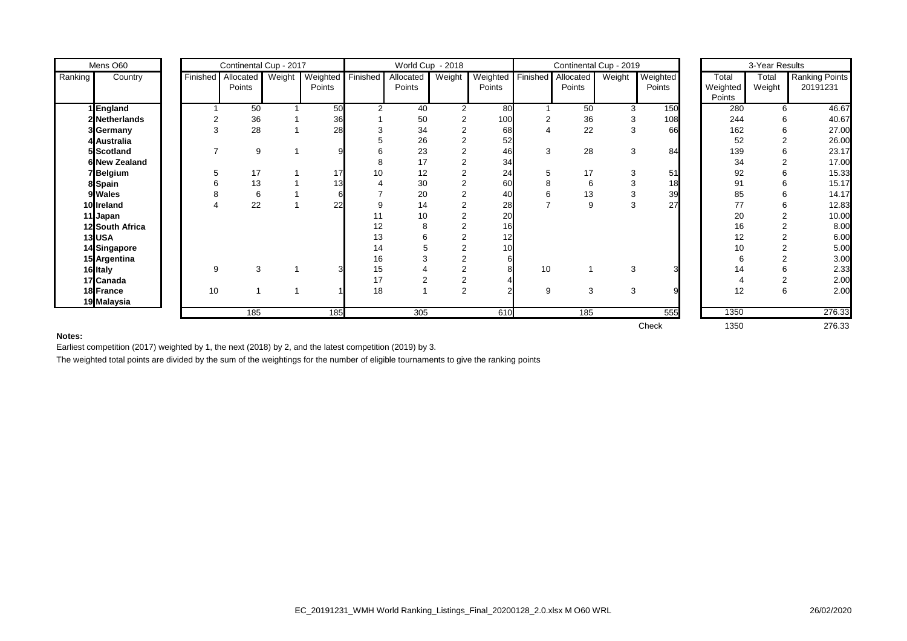| Mens O60 | | Continental Cup - 2017 | | | | World Cup - 2018 | | | | Continental Cup - 2019 | | | | 3-Year Results | | |
|---|---|---|---|---|---|---|---|---|---|---|---|---|---|---|---|---|
| Ranking | Country | Finished | Allocated Points | Weight | Weighted Points | Finished | Allocated Points | Weight | Weighted Points | Finished | Allocated Points | Weight | Weighted Points | Total Weighted Points | Total Weight | Ranking Points 20191231 |
| 1 | **England** | 1 | 50 | 1 | 50 | 2 | 40 | 2 | 80 | 1 | 50 | 3 | 150 | 280 | 6 | 46.67 |
| 2 | **Netherlands** | 2 | 36 | 1 | 36 | 1 | 50 | 2 | 100 | 2 | 36 | 3 | 108 | 244 | 6 | 40.67 |
| 3 | **Germany** | 3 | 28 | 1 | 28 | 3 | 34 | 2 | 68 | 4 | 22 | 3 | 66 | 162 | 6 | 27.00 |
| 4 | **Australia** | | | | | 5 | 26 | 2 | 52 | | | | | 52 | 2 | 26.00 |
| 5 | **Scotland** | 7 | 9 | 1 | 9 | 6 | 23 | 2 | 46 | 3 | 28 | 3 | 84 | 139 | 6 | 23.17 |
| 6 | **New Zealand** | | | | | 8 | 17 | 2 | 34 | | | | | 34 | 2 | 17.00 |
| 7 | **Belgium** | 5 | 17 | 1 | 17 | 10 | 12 | 2 | 24 | 5 | 17 | 3 | 51 | 92 | 6 | 15.33 |
| 8 | **Spain** | 6 | 13 | 1 | 13 | 4 | 30 | 2 | 60 | 8 | 6 | 3 | 18 | 91 | 6 | 15.17 |
| 9 | **Wales** | 8 | 6 | 1 | 6 | 7 | 20 | 2 | 40 | 6 | 13 | 3 | 39 | 85 | 6 | 14.17 |
| 10 | **Ireland** | 4 | 22 | 1 | 22 | 9 | 14 | 2 | 28 | 7 | 9 | 3 | 27 | 77 | 6 | 12.83 |
| 11 | **Japan** | | | | | 11 | 10 | 2 | 20 | | | | | 20 | 2 | 10.00 |
| 12 | **South Africa** | | | | | 12 | 8 | 2 | 16 | | | | | 16 | 2 | 8.00 |
| 13 | **USA** | | | | | 13 | 6 | 2 | 12 | | | | | 12 | 2 | 6.00 |
| 14 | **Singapore** | | | | | 14 | 5 | 2 | 10 | | | | | 10 | 2 | 5.00 |
| 15 | **Argentina** | | | | | 16 | 3 | 2 | 6 | | | | | 6 | 2 | 3.00 |
| 16 | **Italy** | 9 | 3 | 1 | 3 | 15 | 4 | 2 | 8 | 10 | 1 | 3 | 3 | 14 | 6 | 2.33 |
| 17 | **Canada** | | | | | 17 | 2 | 2 | 4 | | | | | 4 | 2 | 2.00 |
| 18 | **France** | 10 | 1 | 1 | 1 | 18 | 1 | 2 | 2 | 9 | 3 | 3 | 9 | 12 | 6 | 2.00 |
| 19 | **Malaysia** | | | | | | | | | | | | | | | |
| | | | 185 | | 185 | | 305 | | 610 | | 185 | | 555 | 1350 | | 276.33 |
| | | | | | | | | | | | | | Check | 1350 | | 276.33 |

**Notes:**

Earliest competition (2017) weighted by 1, the next (2018) by 2, and the latest competition (2019) by 3.

The weighted total points are divided by the sum of the weightings for the number of eligible tournaments to give the ranking points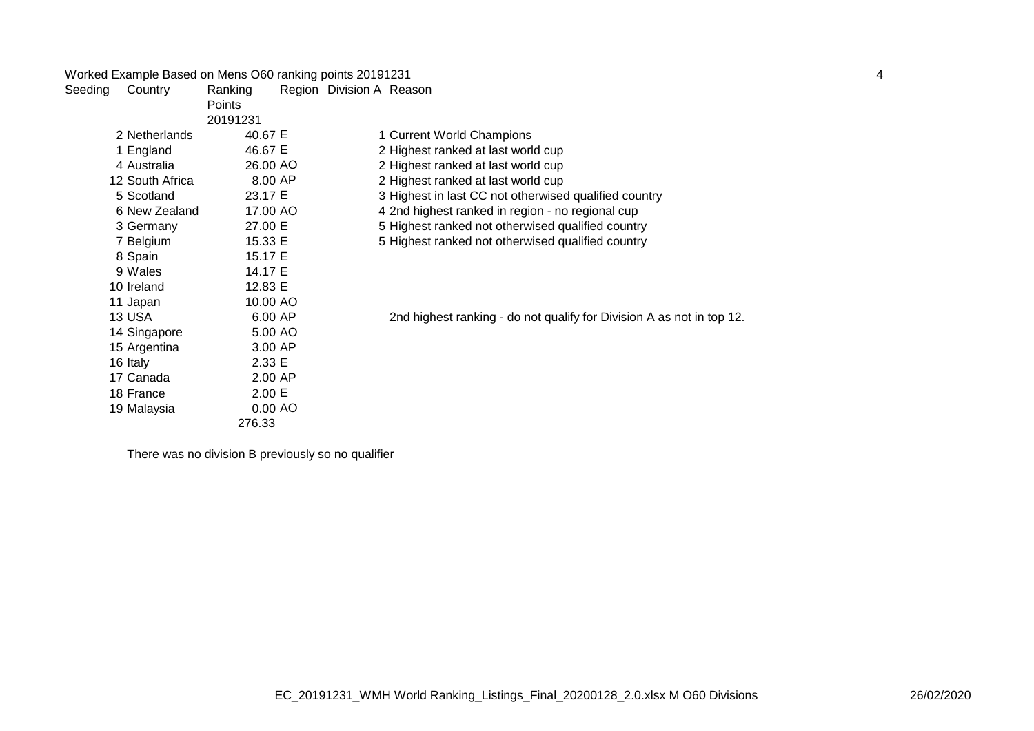Worked Example Based on Mens O60 ranking points 20191231

| Seeding | Country | Ranking Points 20191231 | Region | Division A | Reason |
|---|---|---|---|---|---|
| 2 | Netherlands | 40.67 | E | 1 | Current World Champions |
| 1 | England | 46.67 | E | 2 | Highest ranked at last world cup |
| 4 | Australia | 26.00 | AO | 2 | Highest ranked at last world cup |
| 12 | South Africa | 8.00 | AP | 2 | Highest ranked at last world cup |
| 5 | Scotland | 23.17 | E | 3 | Highest in last CC not otherwised qualified country |
| 6 | New Zealand | 17.00 | AO | 4 | 2nd highest ranked in region - no regional cup |
| 3 | Germany | 27.00 | E | 5 | Highest ranked not otherwised qualified country |
| 7 | Belgium | 15.33 | E | 5 | Highest ranked not otherwised qualified country |
| 8 | Spain | 15.17 | E | | |
| 9 | Wales | 14.17 | E | | |
| 10 | Ireland | 12.83 | E | | |
| 11 | Japan | 10.00 | AO | | |
| 13 | USA | 6.00 | AP | | 2nd highest ranking - do not qualify for Division A as not in top 12. |
| 14 | Singapore | 5.00 | AO | | |
| 15 | Argentina | 3.00 | AP | | |
| 16 | Italy | 2.33 | E | | |
| 17 | Canada | 2.00 | AP | | |
| 18 | France | 2.00 | E | | |
| 19 | Malaysia | 0.00 | AO | | |
| | | 276.33 | | | |

There was no division B previously so no qualifier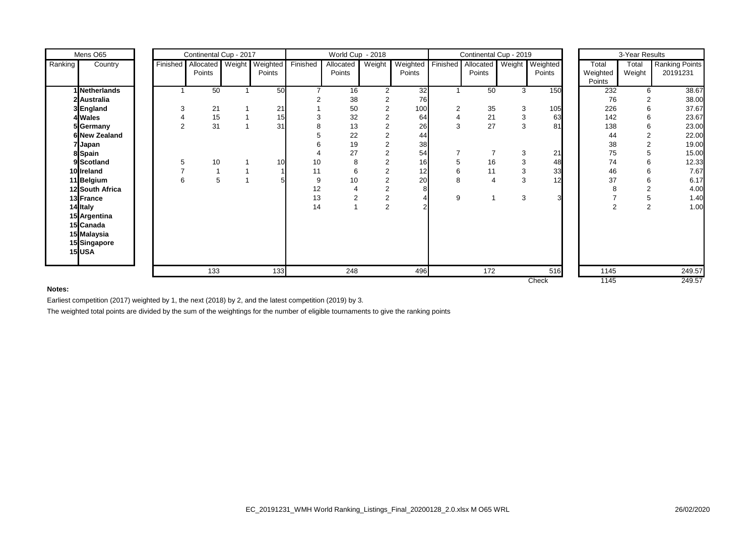| Mens O65 | | Continental Cup - 2017 | | | | World Cup - 2018 | | | | Continental Cup - 2019 | | | | 3-Year Results | | |
|---|---|---|---|---|---|---|---|---|---|---|---|---|---|---|---|---|
| Ranking | Country | Finished | Allocated Points | Weight | Weighted Points | Finished | Allocated Points | Weight | Weighted Points | Finished | Allocated Points | Weight | Weighted Points | Total Weighted Points | Total Weight | Ranking Points 20191231 |
| 1 | **Netherlands** | 1 | 50 | 1 | 50 | 7 | 16 | 2 | 32 | 1 | 50 | 3 | 150 | 232 | 6 | 38.67 |
| 2 | **Australia** | | | | | 2 | 38 | 2 | 76 | | | | | 76 | 2 | 38.00 |
| 3 | **England** | 3 | 21 | 1 | 21 | 1 | 50 | 2 | 100 | 2 | 35 | 3 | 105 | 226 | 6 | 37.67 |
| 4 | **Wales** | 4 | 15 | 1 | 15 | 3 | 32 | 2 | 64 | 4 | 21 | 3 | 63 | 142 | 6 | 23.67 |
| 5 | **Germany** | 2 | 31 | 1 | 31 | 8 | 13 | 2 | 26 | 3 | 27 | 3 | 81 | 138 | 6 | 23.00 |
| 6 | **New Zealand** | | | | | 5 | 22 | 2 | 44 | | | | | 44 | 2 | 22.00 |
| 7 | **Japan** | | | | | 6 | 19 | 2 | 38 | | | | | 38 | 2 | 19.00 |
| 8 | **Spain** | | | | | 4 | 27 | 2 | 54 | 7 | 7 | 3 | 21 | 75 | 5 | 15.00 |
| 9 | **Scotland** | 5 | 10 | 1 | 10 | 10 | 8 | 2 | 16 | 5 | 16 | 3 | 48 | 74 | 6 | 12.33 |
| 10 | **Ireland** | 7 | 1 | 1 | 1 | 11 | 6 | 2 | 12 | 6 | 11 | 3 | 33 | 46 | 6 | 7.67 |
| 11 | **Belgium** | 6 | 5 | 1 | 5 | 9 | 10 | 2 | 20 | 8 | 4 | 3 | 12 | 37 | 6 | 6.17 |
| 12 | **South Africa** | | | | | 12 | 4 | 2 | 8 | | | | | 8 | 2 | 4.00 |
| 13 | **France** | | | | | 13 | 2 | 2 | 4 | 9 | 1 | 3 | 3 | 7 | 5 | 1.40 |
| 14 | **Italy** | | | | | 14 | 1 | 2 | 2 | | | | | 2 | 2 | 1.00 |
| 15 | **Argentina** | | | | | | | | | | | | | | | |
| 15 | **Canada** | | | | | | | | | | | | | | | |
| 15 | **Malaysia** | | | | | | | | | | | | | | | |
| 15 | **Singapore** | | | | | | | | | | | | | | | |
| 15 | **USA** | | | | | | | | | | | | | | | |
| | | | 133 | | 133 | | 248 | | 496 | | 172 | | 516 | 1145 | | 249.57 |
| | | | | | | | | | | | | | Check | 1145 | | 249.57 |

**Notes:**

Earliest competition (2017) weighted by 1, the next (2018) by 2, and the latest competition (2019) by 3.

The weighted total points are divided by the sum of the weightings for the number of eligible tournaments to give the ranking points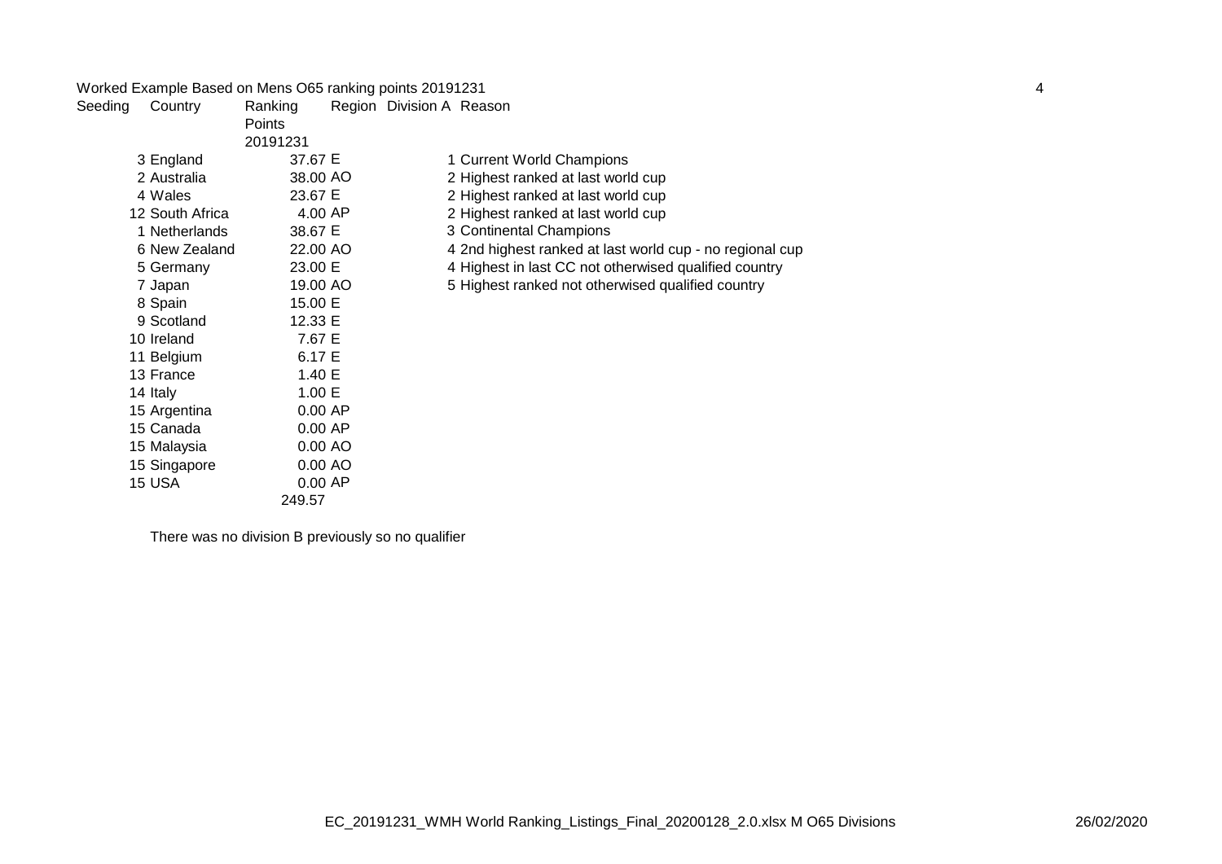Worked Example Based on Mens O65 ranking points 20191231

| Seeding | Country | Ranking Points 20191231 | Region | Division A | Reason |
|---|---|---|---|---|---|
| 3 | England | 37.67 | E | 1 | Current World Champions |
| 2 | Australia | 38.00 | AO | 2 | Highest ranked at last world cup |
| 4 | Wales | 23.67 | E | 2 | Highest ranked at last world cup |
| 12 | South Africa | 4.00 | AP | 2 | Highest ranked at last world cup |
| 1 | Netherlands | 38.67 | E | 3 | Continental Champions |
| 6 | New Zealand | 22.00 | AO | 4 | 2nd highest ranked at last world cup - no regional cup |
| 5 | Germany | 23.00 | E | 4 | Highest in last CC not otherwised qualified country |
| 7 | Japan | 19.00 | AO | 5 | Highest ranked not otherwised qualified country |
| 8 | Spain | 15.00 | E | | |
| 9 | Scotland | 12.33 | E | | |
| 10 | Ireland | 7.67 | E | | |
| 11 | Belgium | 6.17 | E | | |
| 13 | France | 1.40 | E | | |
| 14 | Italy | 1.00 | E | | |
| 15 | Argentina | 0.00 | AP | | |
| 15 | Canada | 0.00 | AP | | |
| 15 | Malaysia | 0.00 | AO | | |
| 15 | Singapore | 0.00 | AO | | |
| 15 | USA | 0.00 | AP | | |
| | | 249.57 | | | |

There was no division B previously so no qualifier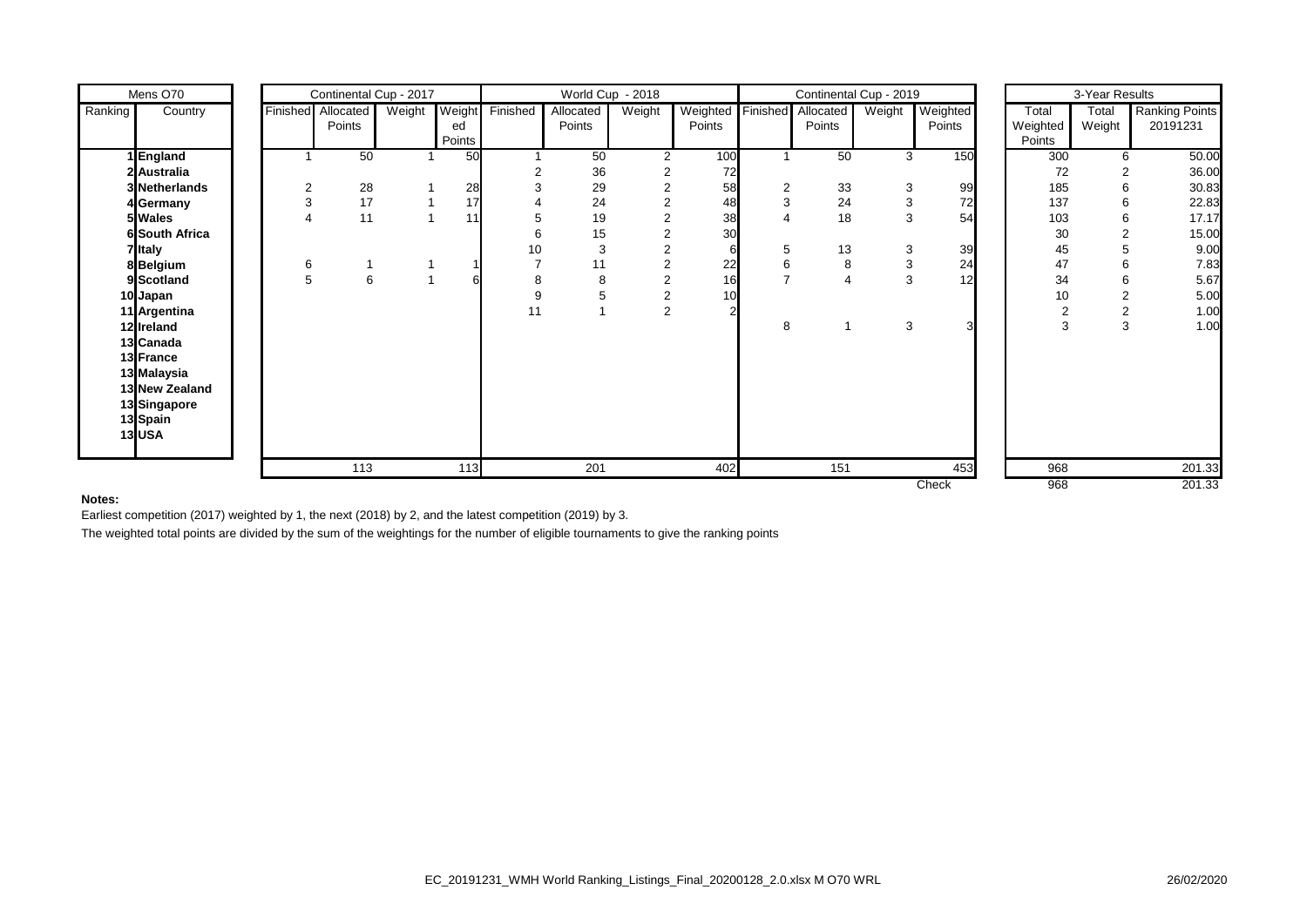| Mens O70 | | Continental Cup - 2017 | | | | World Cup - 2018 | | | | Continental Cup - 2019 | | | | 3-Year Results | | |
|---|---|---|---|---|---|---|---|---|---|---|---|---|---|---|---|---|
| Ranking | Country | Finished | Allocated Points | Weight | Weighted Points | Finished | Allocated Points | Weight | Weighted Points | Finished | Allocated Points | Weight | Weighted Points | Total Weighted Points | Total Weight | Ranking Points 20191231 |
| 1 | **England** | 1 | 50 | 1 | 50 | 1 | 50 | 2 | 100 | 1 | 50 | 3 | 150 | 300 | 6 | 50.00 |
| 2 | **Australia** | | | | | 2 | 36 | 2 | 72 | | | | | 72 | 2 | 36.00 |
| 3 | **Netherlands** | 2 | 28 | 1 | 28 | 3 | 29 | 2 | 58 | 2 | 33 | 3 | 99 | 185 | 6 | 30.83 |
| 4 | **Germany** | 3 | 17 | 1 | 17 | 4 | 24 | 2 | 48 | 3 | 24 | 3 | 72 | 137 | 6 | 22.83 |
| 5 | **Wales** | 4 | 11 | 1 | 11 | 5 | 19 | 2 | 38 | 4 | 18 | 3 | 54 | 103 | 6 | 17.17 |
| 6 | **South Africa** | | | | | 6 | 15 | 2 | 30 | | | | | 30 | 2 | 15.00 |
| 7 | **Italy** | | | | | 10 | 3 | 2 | 6 | 5 | 13 | 3 | 39 | 45 | 5 | 9.00 |
| 8 | **Belgium** | 6 | 1 | 1 | 1 | 7 | 11 | 2 | 22 | 6 | 8 | 3 | 24 | 47 | 6 | 7.83 |
| 9 | **Scotland** | 5 | 6 | 1 | 6 | 8 | 8 | 2 | 16 | 7 | 4 | 3 | 12 | 34 | 6 | 5.67 |
| 10 | **Japan** | | | | | 9 | 5 | 2 | 10 | | | | | 10 | 2 | 5.00 |
| 11 | **Argentina** | | | | | 11 | 1 | 2 | 2 | | | | | 2 | 2 | 1.00 |
| 12 | **Ireland** | | | | | | | | | 8 | 1 | 3 | 3 | 3 | 3 | 1.00 |
| 13 | **Canada** | | | | | | | | | | | | | | | |
| 13 | **France** | | | | | | | | | | | | | | | |
| 13 | **Malaysia** | | | | | | | | | | | | | | | |
| 13 | **New Zealand** | | | | | | | | | | | | | | | |
| 13 | **Singapore** | | | | | | | | | | | | | | | |
| 13 | **Spain** | | | | | | | | | | | | | | | |
| 13 | **USA** | | | | | | | | | | | | | | | |
| | | | 113 | | 113 | | 201 | | 402 | | 151 | | 453 | 968 | | 201.33 |
| | | | | | | | | | | | | | Check | 968 | | 201.33 |

**Notes:**

Earliest competition (2017) weighted by 1, the next (2018) by 2, and the latest competition (2019) by 3.

The weighted total points are divided by the sum of the weightings for the number of eligible tournaments to give the ranking points

EC_20191231_WMH World Ranking_Listings_Final_20200128_2.0.xlsx M O70 WRL 26/02/2020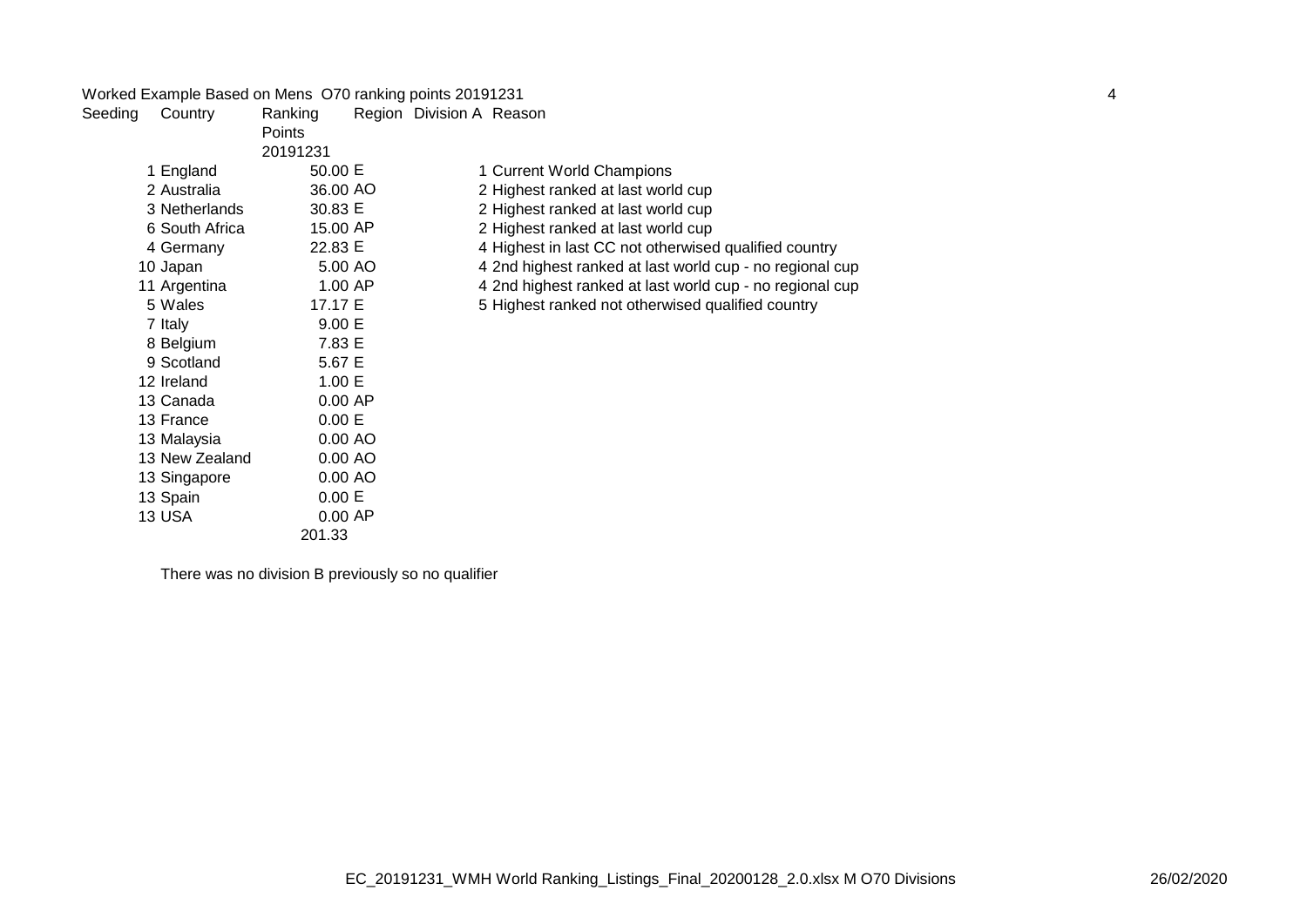Worked Example Based on Mens O70 ranking points 20191231

| Seeding | Country | Ranking Points 20191231 | Region | Division A | Reason |
|---|---|---|---|---|---|
| 1 | England | 50.00 | E | 1 | Current World Champions |
| 2 | Australia | 36.00 | AO | 2 | Highest ranked at last world cup |
| 3 | Netherlands | 30.83 | E | 2 | Highest ranked at last world cup |
| 6 | South Africa | 15.00 | AP | 2 | Highest ranked at last world cup |
| 4 | Germany | 22.83 | E | 4 | Highest in last CC not otherwised qualified country |
| 10 | Japan | 5.00 | AO | 4 | 2nd highest ranked at last world cup - no regional cup |
| 11 | Argentina | 1.00 | AP | 4 | 2nd highest ranked at last world cup - no regional cup |
| 5 | Wales | 17.17 | E | 5 | Highest ranked not otherwised qualified country |
| 7 | Italy | 9.00 | E | | |
| 8 | Belgium | 7.83 | E | | |
| 9 | Scotland | 5.67 | E | | |
| 12 | Ireland | 1.00 | E | | |
| 13 | Canada | 0.00 | AP | | |
| 13 | France | 0.00 | E | | |
| 13 | Malaysia | 0.00 | AO | | |
| 13 | New Zealand | 0.00 | AO | | |
| 13 | Singapore | 0.00 | AO | | |
| 13 | Spain | 0.00 | E | | |
| 13 | USA | 0.00 | AP | | |
| | | 201.33 | | | |

There was no division B previously so no qualifier